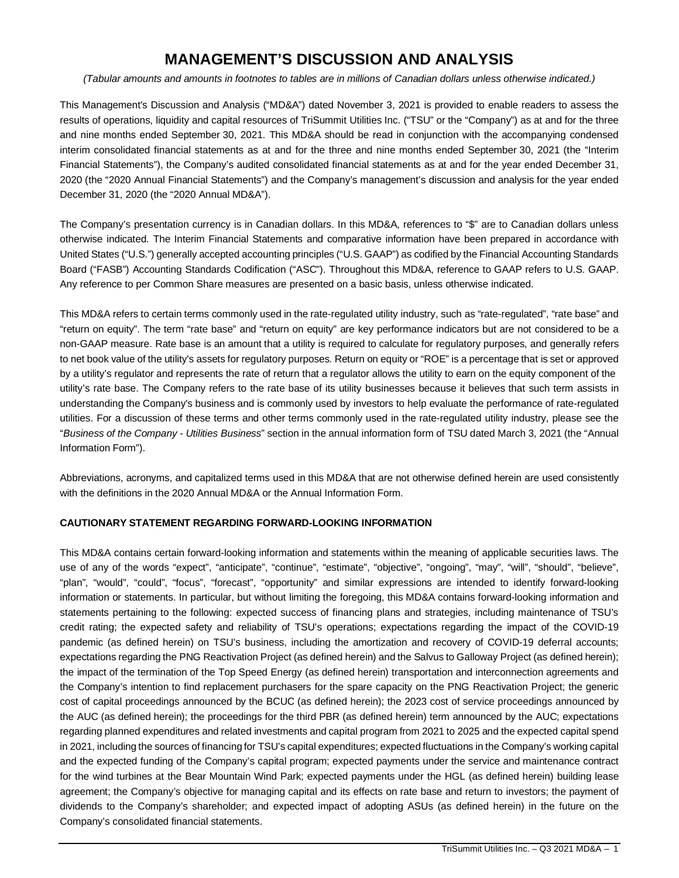# MANAGEMENT'S DISCUSSION AND ANALYSIS

*(Tabular amounts and amounts in footnotes to tables are in millions of Canadian dollars unless otherwise indicated.)*

This Management's Discussion and Analysis ("MD&A") dated November 3, 2021 is provided to enable readers to assess the results of operations, liquidity and capital resources of TriSummit Utilities Inc. ("TSU" or the "Company") as at and for the three and nine months ended September 30, 2021. This MD&A should be read in conjunction with the accompanying condensed interim consolidated financial statements as at and for the three and nine months ended September 30, 2021 (the "Interim Financial Statements"), the Company's audited consolidated financial statements as at and for the year ended December 31, 2020 (the "2020 Annual Financial Statements") and the Company's management's discussion and analysis for the year ended December 31, 2020 (the "2020 Annual MD&A").

The Company's presentation currency is in Canadian dollars. In this MD&A, references to "$" are to Canadian dollars unless otherwise indicated. The Interim Financial Statements and comparative information have been prepared in accordance with United States ("U.S.") generally accepted accounting principles ("U.S. GAAP") as codified by the Financial Accounting Standards Board ("FASB") Accounting Standards Codification ("ASC"). Throughout this MD&A, reference to GAAP refers to U.S. GAAP. Any reference to per Common Share measures are presented on a basic basis, unless otherwise indicated.

This MD&A refers to certain terms commonly used in the rate-regulated utility industry, such as "rate-regulated", "rate base" and "return on equity". The term "rate base" and "return on equity" are key performance indicators but are not considered to be a non-GAAP measure. Rate base is an amount that a utility is required to calculate for regulatory purposes, and generally refers to net book value of the utility's assets for regulatory purposes. Return on equity or "ROE" is a percentage that is set or approved by a utility's regulator and represents the rate of return that a regulator allows the utility to earn on the equity component of the utility's rate base. The Company refers to the rate base of its utility businesses because it believes that such term assists in understanding the Company's business and is commonly used by investors to help evaluate the performance of rate-regulated utilities. For a discussion of these terms and other terms commonly used in the rate-regulated utility industry, please see the "*Business of the Company - Utilities Business*" section in the annual information form of TSU dated March 3, 2021 (the "Annual Information Form").

Abbreviations, acronyms, and capitalized terms used in this MD&A that are not otherwise defined herein are used consistently with the definitions in the 2020 Annual MD&A or the Annual Information Form.

**CAUTIONARY STATEMENT REGARDING FORWARD-LOOKING INFORMATION**

This MD&A contains certain forward-looking information and statements within the meaning of applicable securities laws. The use of any of the words "expect", "anticipate", "continue", "estimate", "objective", "ongoing", "may", "will", "should", "believe", "plan", "would", "could", "focus", "forecast", "opportunity" and similar expressions are intended to identify forward-looking information or statements. In particular, but without limiting the foregoing, this MD&A contains forward-looking information and statements pertaining to the following: expected success of financing plans and strategies, including maintenance of TSU's credit rating; the expected safety and reliability of TSU's operations; expectations regarding the impact of the COVID-19 pandemic (as defined herein) on TSU's business, including the amortization and recovery of COVID-19 deferral accounts; expectations regarding the PNG Reactivation Project (as defined herein) and the Salvus to Galloway Project (as defined herein); the impact of the termination of the Top Speed Energy (as defined herein) transportation and interconnection agreements and the Company's intention to find replacement purchasers for the spare capacity on the PNG Reactivation Project; the generic cost of capital proceedings announced by the BCUC (as defined herein); the 2023 cost of service proceedings announced by the AUC (as defined herein); the proceedings for the third PBR (as defined herein) term announced by the AUC; expectations regarding planned expenditures and related investments and capital program from 2021 to 2025 and the expected capital spend in 2021, including the sources of financing for TSU's capital expenditures; expected fluctuations in the Company's working capital and the expected funding of the Company's capital program; expected payments under the service and maintenance contract for the wind turbines at the Bear Mountain Wind Park; expected payments under the HGL (as defined herein) building lease agreement; the Company's objective for managing capital and its effects on rate base and return to investors; the payment of dividends to the Company's shareholder; and expected impact of adopting ASUs (as defined herein) in the future on the Company's consolidated financial statements.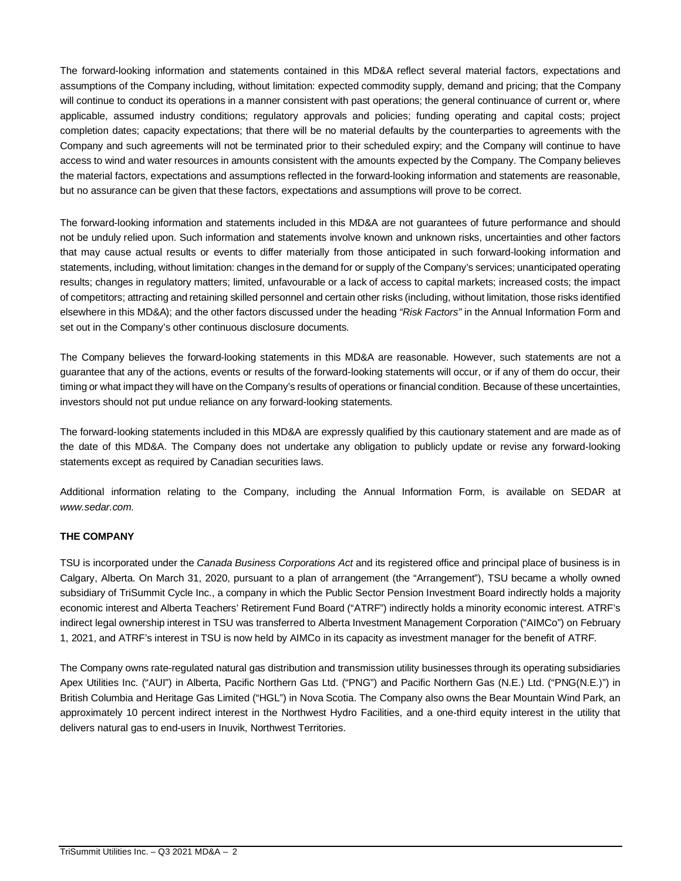The forward-looking information and statements contained in this MD&A reflect several material factors, expectations and assumptions of the Company including, without limitation: expected commodity supply, demand and pricing; that the Company will continue to conduct its operations in a manner consistent with past operations; the general continuance of current or, where applicable, assumed industry conditions; regulatory approvals and policies; funding operating and capital costs; project completion dates; capacity expectations; that there will be no material defaults by the counterparties to agreements with the Company and such agreements will not be terminated prior to their scheduled expiry; and the Company will continue to have access to wind and water resources in amounts consistent with the amounts expected by the Company. The Company believes the material factors, expectations and assumptions reflected in the forward-looking information and statements are reasonable, but no assurance can be given that these factors, expectations and assumptions will prove to be correct.

The forward-looking information and statements included in this MD&A are not guarantees of future performance and should not be unduly relied upon. Such information and statements involve known and unknown risks, uncertainties and other factors that may cause actual results or events to differ materially from those anticipated in such forward-looking information and statements, including, without limitation: changes in the demand for or supply of the Company's services; unanticipated operating results; changes in regulatory matters; limited, unfavourable or a lack of access to capital markets; increased costs; the impact of competitors; attracting and retaining skilled personnel and certain other risks (including, without limitation, those risks identified elsewhere in this MD&A); and the other factors discussed under the heading *"Risk Factors"* in the Annual Information Form and set out in the Company's other continuous disclosure documents.

The Company believes the forward-looking statements in this MD&A are reasonable. However, such statements are not a guarantee that any of the actions, events or results of the forward-looking statements will occur, or if any of them do occur, their timing or what impact they will have on the Company's results of operations or financial condition. Because of these uncertainties, investors should not put undue reliance on any forward-looking statements.

The forward-looking statements included in this MD&A are expressly qualified by this cautionary statement and are made as of the date of this MD&A. The Company does not undertake any obligation to publicly update or revise any forward-looking statements except as required by Canadian securities laws.

Additional information relating to the Company, including the Annual Information Form, is available on SEDAR at *www.sedar.com.*

**THE COMPANY**

TSU is incorporated under the *Canada Business Corporations Act* and its registered office and principal place of business is in Calgary, Alberta. On March 31, 2020, pursuant to a plan of arrangement (the "Arrangement"), TSU became a wholly owned subsidiary of TriSummit Cycle Inc., a company in which the Public Sector Pension Investment Board indirectly holds a majority economic interest and Alberta Teachers' Retirement Fund Board ("ATRF") indirectly holds a minority economic interest. ATRF's indirect legal ownership interest in TSU was transferred to Alberta Investment Management Corporation ("AIMCo") on February 1, 2021, and ATRF's interest in TSU is now held by AIMCo in its capacity as investment manager for the benefit of ATRF.

The Company owns rate-regulated natural gas distribution and transmission utility businesses through its operating subsidiaries Apex Utilities Inc. ("AUI") in Alberta, Pacific Northern Gas Ltd. ("PNG") and Pacific Northern Gas (N.E.) Ltd. ("PNG(N.E.)") in British Columbia and Heritage Gas Limited ("HGL") in Nova Scotia. The Company also owns the Bear Mountain Wind Park, an approximately 10 percent indirect interest in the Northwest Hydro Facilities, and a one-third equity interest in the utility that delivers natural gas to end-users in Inuvik, Northwest Territories.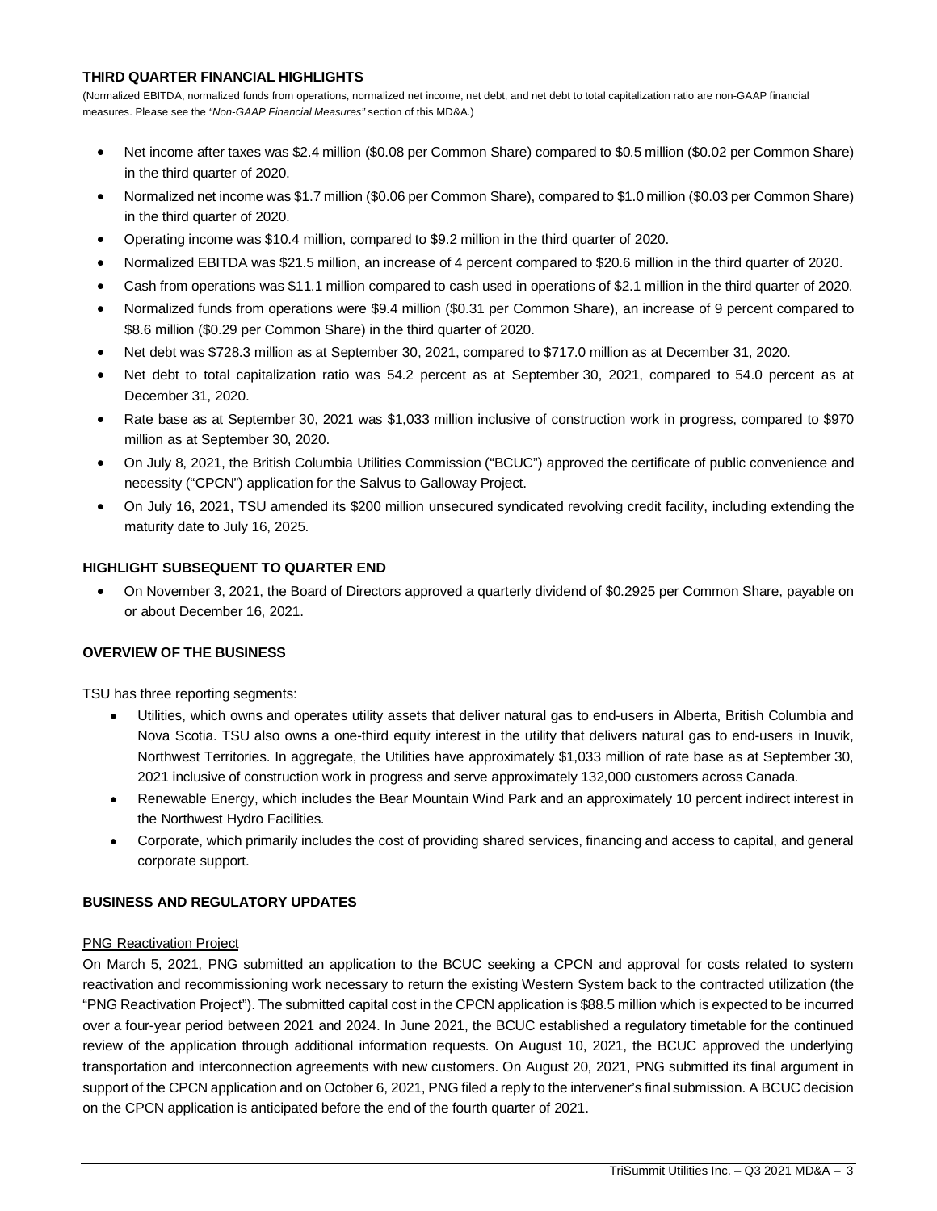### THIRD QUARTER FINANCIAL HIGHLIGHTS

(Normalized EBITDA, normalized funds from operations, normalized net income, net debt, and net debt to total capitalization ratio are non-GAAP financial measures. Please see the *"Non-GAAP Financial Measures"* section of this MD&A.)

- Net income after taxes was $2.4 million ($0.08 per Common Share) compared to $0.5 million ($0.02 per Common Share) in the third quarter of 2020.
- Normalized net income was $1.7 million ($0.06 per Common Share), compared to $1.0 million ($0.03 per Common Share) in the third quarter of 2020.
- Operating income was $10.4 million, compared to $9.2 million in the third quarter of 2020.
- Normalized EBITDA was $21.5 million, an increase of 4 percent compared to $20.6 million in the third quarter of 2020.
- Cash from operations was $11.1 million compared to cash used in operations of $2.1 million in the third quarter of 2020.
- Normalized funds from operations were $9.4 million ($0.31 per Common Share), an increase of 9 percent compared to $8.6 million ($0.29 per Common Share) in the third quarter of 2020.
- Net debt was $728.3 million as at September 30, 2021, compared to $717.0 million as at December 31, 2020.
- Net debt to total capitalization ratio was 54.2 percent as at September 30, 2021, compared to 54.0 percent as at December 31, 2020.
- Rate base as at September 30, 2021 was $1,033 million inclusive of construction work in progress, compared to $970 million as at September 30, 2020.
- On July 8, 2021, the British Columbia Utilities Commission ("BCUC") approved the certificate of public convenience and necessity ("CPCN") application for the Salvus to Galloway Project.
- On July 16, 2021, TSU amended its $200 million unsecured syndicated revolving credit facility, including extending the maturity date to July 16, 2025.

### HIGHLIGHT SUBSEQUENT TO QUARTER END

- On November 3, 2021, the Board of Directors approved a quarterly dividend of $0.2925 per Common Share, payable on or about December 16, 2021.

### OVERVIEW OF THE BUSINESS

TSU has three reporting segments:

- Utilities, which owns and operates utility assets that deliver natural gas to end-users in Alberta, British Columbia and Nova Scotia. TSU also owns a one-third equity interest in the utility that delivers natural gas to end-users in Inuvik, Northwest Territories. In aggregate, the Utilities have approximately $1,033 million of rate base as at September 30, 2021 inclusive of construction work in progress and serve approximately 132,000 customers across Canada.
- Renewable Energy, which includes the Bear Mountain Wind Park and an approximately 10 percent indirect interest in the Northwest Hydro Facilities.
- Corporate, which primarily includes the cost of providing shared services, financing and access to capital, and general corporate support.

### BUSINESS AND REGULATORY UPDATES

PNG Reactivation Project

On March 5, 2021, PNG submitted an application to the BCUC seeking a CPCN and approval for costs related to system reactivation and recommissioning work necessary to return the existing Western System back to the contracted utilization (the "PNG Reactivation Project"). The submitted capital cost in the CPCN application is $88.5 million which is expected to be incurred over a four-year period between 2021 and 2024. In June 2021, the BCUC established a regulatory timetable for the continued review of the application through additional information requests. On August 10, 2021, the BCUC approved the underlying transportation and interconnection agreements with new customers. On August 20, 2021, PNG submitted its final argument in support of the CPCN application and on October 6, 2021, PNG filed a reply to the intervener's final submission. A BCUC decision on the CPCN application is anticipated before the end of the fourth quarter of 2021.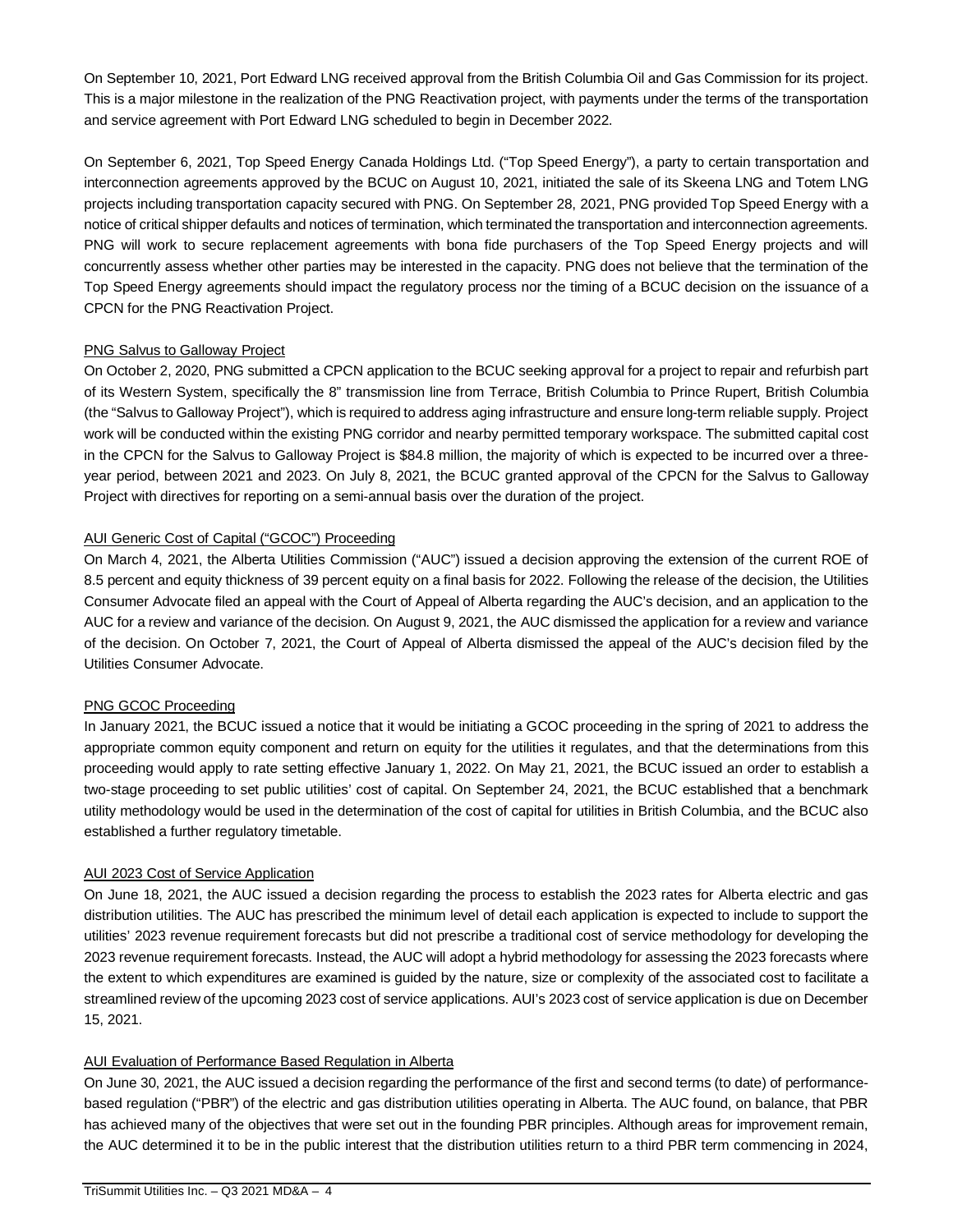On September 10, 2021, Port Edward LNG received approval from the British Columbia Oil and Gas Commission for its project. This is a major milestone in the realization of the PNG Reactivation project, with payments under the terms of the transportation and service agreement with Port Edward LNG scheduled to begin in December 2022.

On September 6, 2021, Top Speed Energy Canada Holdings Ltd. ("Top Speed Energy"), a party to certain transportation and interconnection agreements approved by the BCUC on August 10, 2021, initiated the sale of its Skeena LNG and Totem LNG projects including transportation capacity secured with PNG. On September 28, 2021, PNG provided Top Speed Energy with a notice of critical shipper defaults and notices of termination, which terminated the transportation and interconnection agreements. PNG will work to secure replacement agreements with bona fide purchasers of the Top Speed Energy projects and will concurrently assess whether other parties may be interested in the capacity. PNG does not believe that the termination of the Top Speed Energy agreements should impact the regulatory process nor the timing of a BCUC decision on the issuance of a CPCN for the PNG Reactivation Project.

### PNG Salvus to Galloway Project

On October 2, 2020, PNG submitted a CPCN application to the BCUC seeking approval for a project to repair and refurbish part of its Western System, specifically the 8" transmission line from Terrace, British Columbia to Prince Rupert, British Columbia (the "Salvus to Galloway Project"), which is required to address aging infrastructure and ensure long-term reliable supply. Project work will be conducted within the existing PNG corridor and nearby permitted temporary workspace. The submitted capital cost in the CPCN for the Salvus to Galloway Project is $84.8 million, the majority of which is expected to be incurred over a three-year period, between 2021 and 2023. On July 8, 2021, the BCUC granted approval of the CPCN for the Salvus to Galloway Project with directives for reporting on a semi-annual basis over the duration of the project.

### AUI Generic Cost of Capital ("GCOC") Proceeding

On March 4, 2021, the Alberta Utilities Commission ("AUC") issued a decision approving the extension of the current ROE of 8.5 percent and equity thickness of 39 percent equity on a final basis for 2022. Following the release of the decision, the Utilities Consumer Advocate filed an appeal with the Court of Appeal of Alberta regarding the AUC's decision, and an application to the AUC for a review and variance of the decision. On August 9, 2021, the AUC dismissed the application for a review and variance of the decision. On October 7, 2021, the Court of Appeal of Alberta dismissed the appeal of the AUC's decision filed by the Utilities Consumer Advocate.

### PNG GCOC Proceeding

In January 2021, the BCUC issued a notice that it would be initiating a GCOC proceeding in the spring of 2021 to address the appropriate common equity component and return on equity for the utilities it regulates, and that the determinations from this proceeding would apply to rate setting effective January 1, 2022. On May 21, 2021, the BCUC issued an order to establish a two-stage proceeding to set public utilities' cost of capital. On September 24, 2021, the BCUC established that a benchmark utility methodology would be used in the determination of the cost of capital for utilities in British Columbia, and the BCUC also established a further regulatory timetable.

### AUI 2023 Cost of Service Application

On June 18, 2021, the AUC issued a decision regarding the process to establish the 2023 rates for Alberta electric and gas distribution utilities. The AUC has prescribed the minimum level of detail each application is expected to include to support the utilities' 2023 revenue requirement forecasts but did not prescribe a traditional cost of service methodology for developing the 2023 revenue requirement forecasts. Instead, the AUC will adopt a hybrid methodology for assessing the 2023 forecasts where the extent to which expenditures are examined is guided by the nature, size or complexity of the associated cost to facilitate a streamlined review of the upcoming 2023 cost of service applications. AUI's 2023 cost of service application is due on December 15, 2021.

### AUI Evaluation of Performance Based Regulation in Alberta

On June 30, 2021, the AUC issued a decision regarding the performance of the first and second terms (to date) of performance-based regulation ("PBR") of the electric and gas distribution utilities operating in Alberta. The AUC found, on balance, that PBR has achieved many of the objectives that were set out in the founding PBR principles. Although areas for improvement remain, the AUC determined it to be in the public interest that the distribution utilities return to a third PBR term commencing in 2024,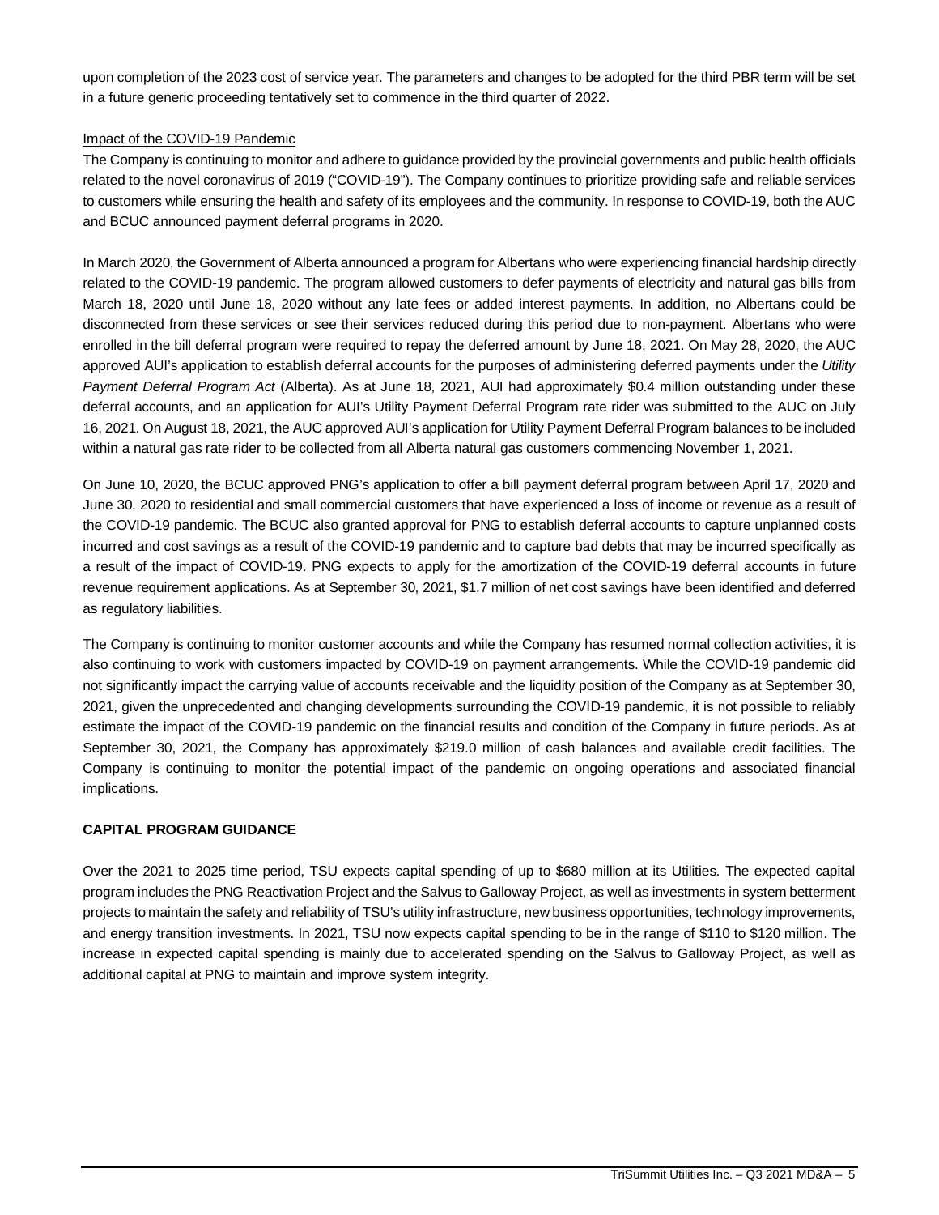upon completion of the 2023 cost of service year. The parameters and changes to be adopted for the third PBR term will be set in a future generic proceeding tentatively set to commence in the third quarter of 2022.

Impact of the COVID-19 Pandemic

The Company is continuing to monitor and adhere to guidance provided by the provincial governments and public health officials related to the novel coronavirus of 2019 ("COVID-19"). The Company continues to prioritize providing safe and reliable services to customers while ensuring the health and safety of its employees and the community. In response to COVID-19, both the AUC and BCUC announced payment deferral programs in 2020.

In March 2020, the Government of Alberta announced a program for Albertans who were experiencing financial hardship directly related to the COVID-19 pandemic. The program allowed customers to defer payments of electricity and natural gas bills from March 18, 2020 until June 18, 2020 without any late fees or added interest payments. In addition, no Albertans could be disconnected from these services or see their services reduced during this period due to non-payment. Albertans who were enrolled in the bill deferral program were required to repay the deferred amount by June 18, 2021. On May 28, 2020, the AUC approved AUI's application to establish deferral accounts for the purposes of administering deferred payments under the *Utility Payment Deferral Program Act* (Alberta). As at June 18, 2021, AUI had approximately $0.4 million outstanding under these deferral accounts, and an application for AUI's Utility Payment Deferral Program rate rider was submitted to the AUC on July 16, 2021. On August 18, 2021, the AUC approved AUI's application for Utility Payment Deferral Program balances to be included within a natural gas rate rider to be collected from all Alberta natural gas customers commencing November 1, 2021.

On June 10, 2020, the BCUC approved PNG's application to offer a bill payment deferral program between April 17, 2020 and June 30, 2020 to residential and small commercial customers that have experienced a loss of income or revenue as a result of the COVID-19 pandemic. The BCUC also granted approval for PNG to establish deferral accounts to capture unplanned costs incurred and cost savings as a result of the COVID-19 pandemic and to capture bad debts that may be incurred specifically as a result of the impact of COVID-19. PNG expects to apply for the amortization of the COVID-19 deferral accounts in future revenue requirement applications. As at September 30, 2021, $1.7 million of net cost savings have been identified and deferred as regulatory liabilities.

The Company is continuing to monitor customer accounts and while the Company has resumed normal collection activities, it is also continuing to work with customers impacted by COVID-19 on payment arrangements. While the COVID-19 pandemic did not significantly impact the carrying value of accounts receivable and the liquidity position of the Company as at September 30, 2021, given the unprecedented and changing developments surrounding the COVID-19 pandemic, it is not possible to reliably estimate the impact of the COVID-19 pandemic on the financial results and condition of the Company in future periods. As at September 30, 2021, the Company has approximately $219.0 million of cash balances and available credit facilities. The Company is continuing to monitor the potential impact of the pandemic on ongoing operations and associated financial implications.

## CAPITAL PROGRAM GUIDANCE

Over the 2021 to 2025 time period, TSU expects capital spending of up to $680 million at its Utilities. The expected capital program includes the PNG Reactivation Project and the Salvus to Galloway Project, as well as investments in system betterment projects to maintain the safety and reliability of TSU's utility infrastructure, new business opportunities, technology improvements, and energy transition investments. In 2021, TSU now expects capital spending to be in the range of $110 to $120 million. The increase in expected capital spending is mainly due to accelerated spending on the Salvus to Galloway Project, as well as additional capital at PNG to maintain and improve system integrity.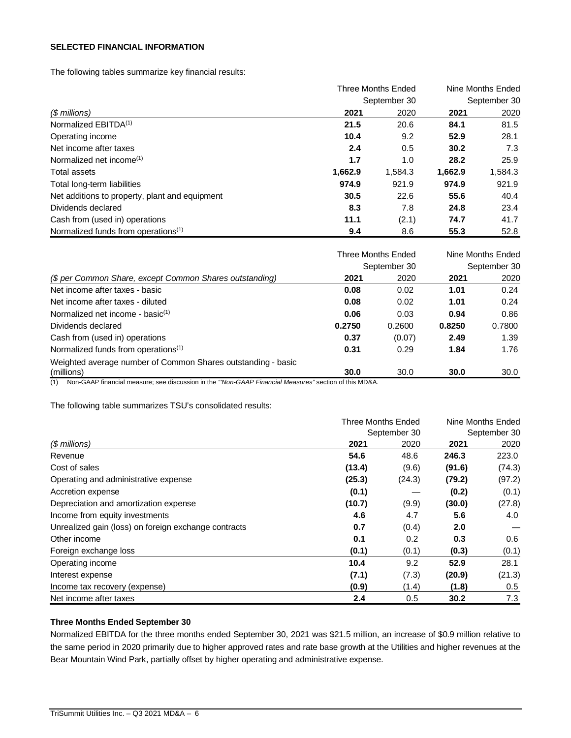**SELECTED FINANCIAL INFORMATION**

The following tables summarize key financial results:

| | Three Months Ended September 30 | | Nine Months Ended September 30 | |
|---|---|---|---|---|
| *($ millions)* | **2021** | 2020 | **2021** | 2020 |
| Normalized EBITDA[1] | **21.5** | 20.6 | **84.1** | 81.5 |
| Operating income | **10.4** | 9.2 | **52.9** | 28.1 |
| Net income after taxes | **2.4** | 0.5 | **30.2** | 7.3 |
| Normalized net income[1] | **1.7** | 1.0 | **28.2** | 25.9 |
| Total assets | **1,662.9** | 1,584.3 | **1,662.9** | 1,584.3 |
| Total long-term liabilities | **974.9** | 921.9 | **974.9** | 921.9 |
| Net additions to property, plant and equipment | **30.5** | 22.6 | **55.6** | 40.4 |
| Dividends declared | **8.3** | 7.8 | **24.8** | 23.4 |
| Cash from (used in) operations | **11.1** | (2.1) | **74.7** | 41.7 |
| Normalized funds from operations[1] | **9.4** | 8.6 | **55.3** | 52.8 |

| | Three Months Ended September 30 | | Nine Months Ended September 30 | |
|---|---|---|---|---|
| *($ per Common Share, except Common Shares outstanding)* | **2021** | 2020 | **2021** | 2020 |
| Net income after taxes - basic | **0.08** | 0.02 | **1.01** | 0.24 |
| Net income after taxes - diluted | **0.08** | 0.02 | **1.01** | 0.24 |
| Normalized net income - basic[1] | **0.06** | 0.03 | **0.94** | 0.86 |
| Dividends declared | **0.2750** | 0.2600 | **0.8250** | 0.7800 |
| Cash from (used in) operations | **0.37** | (0.07) | **2.49** | 1.39 |
| Normalized funds from operations[1] | **0.31** | 0.29 | **1.84** | 1.76 |
| Weighted average number of Common Shares outstanding - basic (millions) | **30.0** | 30.0 | **30.0** | 30.0 |

(1) Non-GAAP financial measure; see discussion in the *"Non-GAAP Financial Measures"* section of this MD&A.

The following table summarizes TSU's consolidated results:

| | Three Months Ended September 30 | | Nine Months Ended September 30 | |
|---|---|---|---|---|
| *($ millions)* | **2021** | 2020 | **2021** | 2020 |
| Revenue | **54.6** | 48.6 | **246.3** | 223.0 |
| Cost of sales | **(13.4)** | (9.6) | **(91.6)** | (74.3) |
| Operating and administrative expense | **(25.3)** | (24.3) | **(79.2)** | (97.2) |
| Accretion expense | **(0.1)** | — | **(0.2)** | (0.1) |
| Depreciation and amortization expense | **(10.7)** | (9.9) | **(30.0)** | (27.8) |
| Income from equity investments | **4.6** | 4.7 | **5.6** | 4.0 |
| Unrealized gain (loss) on foreign exchange contracts | **0.7** | (0.4) | **2.0** | — |
| Other income | **0.1** | 0.2 | **0.3** | 0.6 |
| Foreign exchange loss | **(0.1)** | (0.1) | **(0.3)** | (0.1) |
| Operating income | **10.4** | 9.2 | **52.9** | 28.1 |
| Interest expense | **(7.1)** | (7.3) | **(20.9)** | (21.3) |
| Income tax recovery (expense) | **(0.9)** | (1.4) | **(1.8)** | 0.5 |
| Net income after taxes | **2.4** | 0.5 | **30.2** | 7.3 |

**Three Months Ended September 30**

Normalized EBITDA for the three months ended September 30, 2021 was $21.5 million, an increase of $0.9 million relative to the same period in 2020 primarily due to higher approved rates and rate base growth at the Utilities and higher revenues at the Bear Mountain Wind Park, partially offset by higher operating and administrative expense.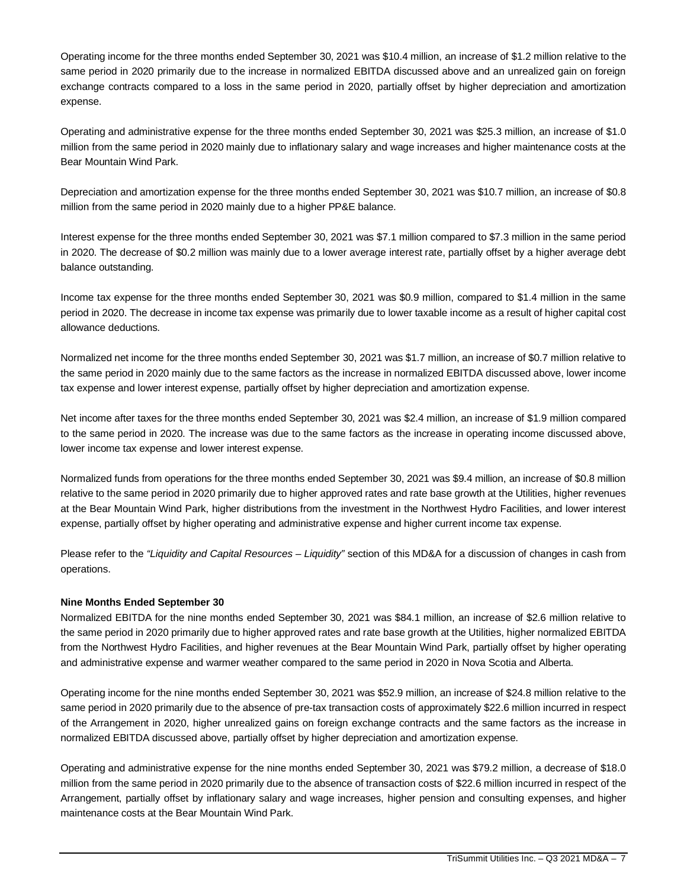Operating income for the three months ended September 30, 2021 was $10.4 million, an increase of $1.2 million relative to the same period in 2020 primarily due to the increase in normalized EBITDA discussed above and an unrealized gain on foreign exchange contracts compared to a loss in the same period in 2020, partially offset by higher depreciation and amortization expense.

Operating and administrative expense for the three months ended September 30, 2021 was $25.3 million, an increase of $1.0 million from the same period in 2020 mainly due to inflationary salary and wage increases and higher maintenance costs at the Bear Mountain Wind Park.

Depreciation and amortization expense for the three months ended September 30, 2021 was $10.7 million, an increase of $0.8 million from the same period in 2020 mainly due to a higher PP&E balance.

Interest expense for the three months ended September 30, 2021 was $7.1 million compared to $7.3 million in the same period in 2020. The decrease of $0.2 million was mainly due to a lower average interest rate, partially offset by a higher average debt balance outstanding.

Income tax expense for the three months ended September 30, 2021 was $0.9 million, compared to $1.4 million in the same period in 2020. The decrease in income tax expense was primarily due to lower taxable income as a result of higher capital cost allowance deductions.

Normalized net income for the three months ended September 30, 2021 was $1.7 million, an increase of $0.7 million relative to the same period in 2020 mainly due to the same factors as the increase in normalized EBITDA discussed above, lower income tax expense and lower interest expense, partially offset by higher depreciation and amortization expense.

Net income after taxes for the three months ended September 30, 2021 was $2.4 million, an increase of $1.9 million compared to the same period in 2020. The increase was due to the same factors as the increase in operating income discussed above, lower income tax expense and lower interest expense.

Normalized funds from operations for the three months ended September 30, 2021 was $9.4 million, an increase of $0.8 million relative to the same period in 2020 primarily due to higher approved rates and rate base growth at the Utilities, higher revenues at the Bear Mountain Wind Park, higher distributions from the investment in the Northwest Hydro Facilities, and lower interest expense, partially offset by higher operating and administrative expense and higher current income tax expense.

Please refer to the *"Liquidity and Capital Resources – Liquidity"* section of this MD&A for a discussion of changes in cash from operations.

**Nine Months Ended September 30**

Normalized EBITDA for the nine months ended September 30, 2021 was $84.1 million, an increase of $2.6 million relative to the same period in 2020 primarily due to higher approved rates and rate base growth at the Utilities, higher normalized EBITDA from the Northwest Hydro Facilities, and higher revenues at the Bear Mountain Wind Park, partially offset by higher operating and administrative expense and warmer weather compared to the same period in 2020 in Nova Scotia and Alberta.

Operating income for the nine months ended September 30, 2021 was $52.9 million, an increase of $24.8 million relative to the same period in 2020 primarily due to the absence of pre-tax transaction costs of approximately $22.6 million incurred in respect of the Arrangement in 2020, higher unrealized gains on foreign exchange contracts and the same factors as the increase in normalized EBITDA discussed above, partially offset by higher depreciation and amortization expense.

Operating and administrative expense for the nine months ended September 30, 2021 was $79.2 million, a decrease of $18.0 million from the same period in 2020 primarily due to the absence of transaction costs of $22.6 million incurred in respect of the Arrangement, partially offset by inflationary salary and wage increases, higher pension and consulting expenses, and higher maintenance costs at the Bear Mountain Wind Park.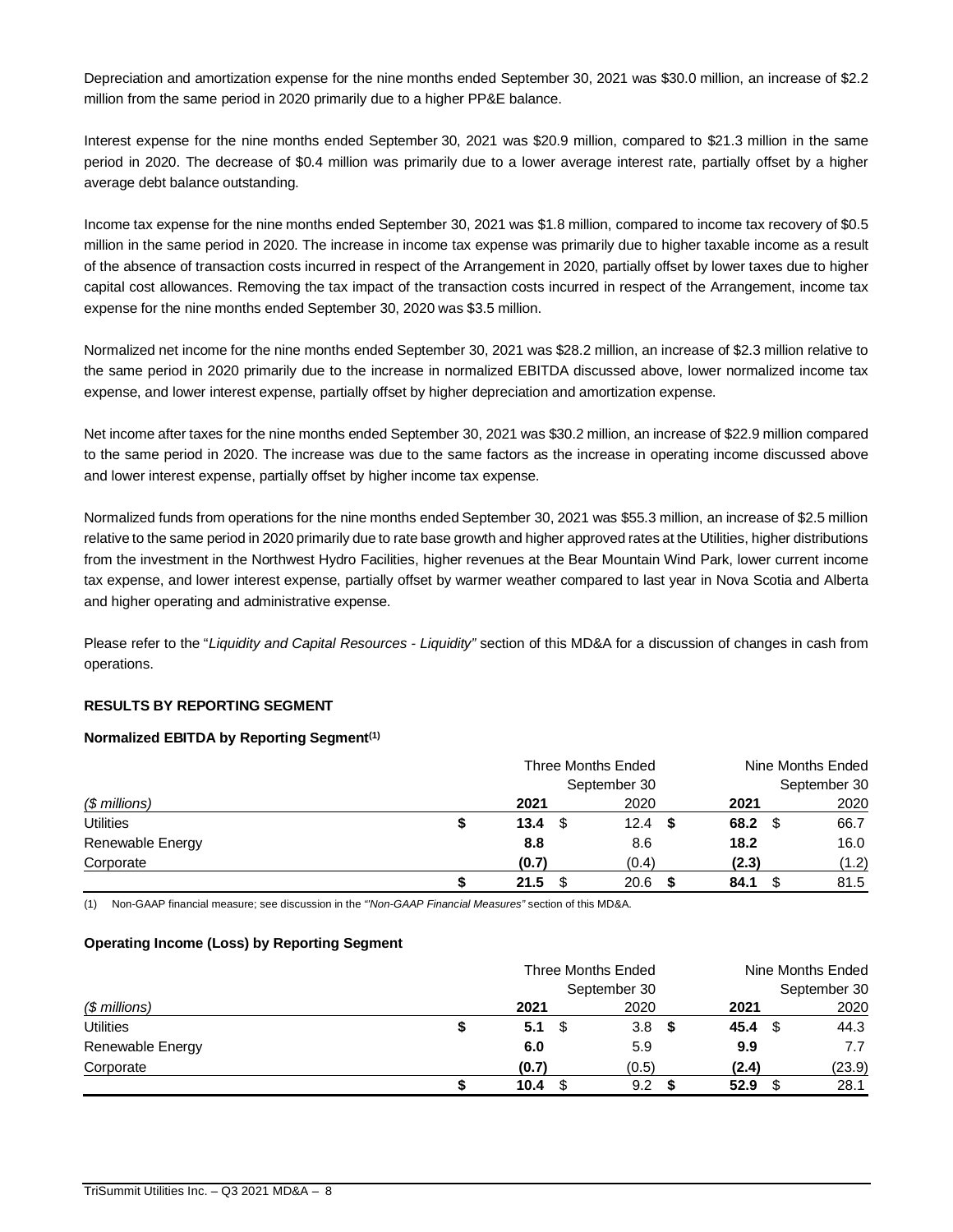Depreciation and amortization expense for the nine months ended September 30, 2021 was \$30.0 million, an increase of \$2.2 million from the same period in 2020 primarily due to a higher PP&E balance.

Interest expense for the nine months ended September 30, 2021 was \$20.9 million, compared to \$21.3 million in the same period in 2020. The decrease of \$0.4 million was primarily due to a lower average interest rate, partially offset by a higher average debt balance outstanding.

Income tax expense for the nine months ended September 30, 2021 was \$1.8 million, compared to income tax recovery of \$0.5 million in the same period in 2020. The increase in income tax expense was primarily due to higher taxable income as a result of the absence of transaction costs incurred in respect of the Arrangement in 2020, partially offset by lower taxes due to higher capital cost allowances. Removing the tax impact of the transaction costs incurred in respect of the Arrangement, income tax expense for the nine months ended September 30, 2020 was \$3.5 million.

Normalized net income for the nine months ended September 30, 2021 was \$28.2 million, an increase of \$2.3 million relative to the same period in 2020 primarily due to the increase in normalized EBITDA discussed above, lower normalized income tax expense, and lower interest expense, partially offset by higher depreciation and amortization expense.

Net income after taxes for the nine months ended September 30, 2021 was \$30.2 million, an increase of \$22.9 million compared to the same period in 2020. The increase was due to the same factors as the increase in operating income discussed above and lower interest expense, partially offset by higher income tax expense.

Normalized funds from operations for the nine months ended September 30, 2021 was \$55.3 million, an increase of \$2.5 million relative to the same period in 2020 primarily due to rate base growth and higher approved rates at the Utilities, higher distributions from the investment in the Northwest Hydro Facilities, higher revenues at the Bear Mountain Wind Park, lower current income tax expense, and lower interest expense, partially offset by warmer weather compared to last year in Nova Scotia and Alberta and higher operating and administrative expense.

Please refer to the "*Liquidity and Capital Resources - Liquidity"* section of this MD&A for a discussion of changes in cash from operations.

## RESULTS BY REPORTING SEGMENT

### Normalized EBITDA by Reporting Segment[(1)]

| | Three Months Ended September 30 | | Nine Months Ended September 30 | |
|---|---|---|---|---|
| *(\$ millions)* | **2021** | 2020 | **2021** | 2020 |
| Utilities | **\$ 13.4** | \$ 12.4 | **\$ 68.2** | \$ 66.7 |
| Renewable Energy | **8.8** | 8.6 | **18.2** | 16.0 |
| Corporate | **(0.7)** | (0.4) | **(2.3)** | (1.2) |
| | **\$ 21.5** | \$ 20.6 | **\$ 84.1** | \$ 81.5 |

(1) Non-GAAP financial measure; see discussion in the *"Non-GAAP Financial Measures"* section of this MD&A.

### Operating Income (Loss) by Reporting Segment

| | Three Months Ended September 30 | | Nine Months Ended September 30 | |
|---|---|---|---|---|
| *(\$ millions)* | **2021** | 2020 | **2021** | 2020 |
| Utilities | **\$ 5.1** | \$ 3.8 | **\$ 45.4** | \$ 44.3 |
| Renewable Energy | **6.0** | 5.9 | **9.9** | 7.7 |
| Corporate | **(0.7)** | (0.5) | **(2.4)** | (23.9) |
| | **\$ 10.4** | \$ 9.2 | **\$ 52.9** | \$ 28.1 |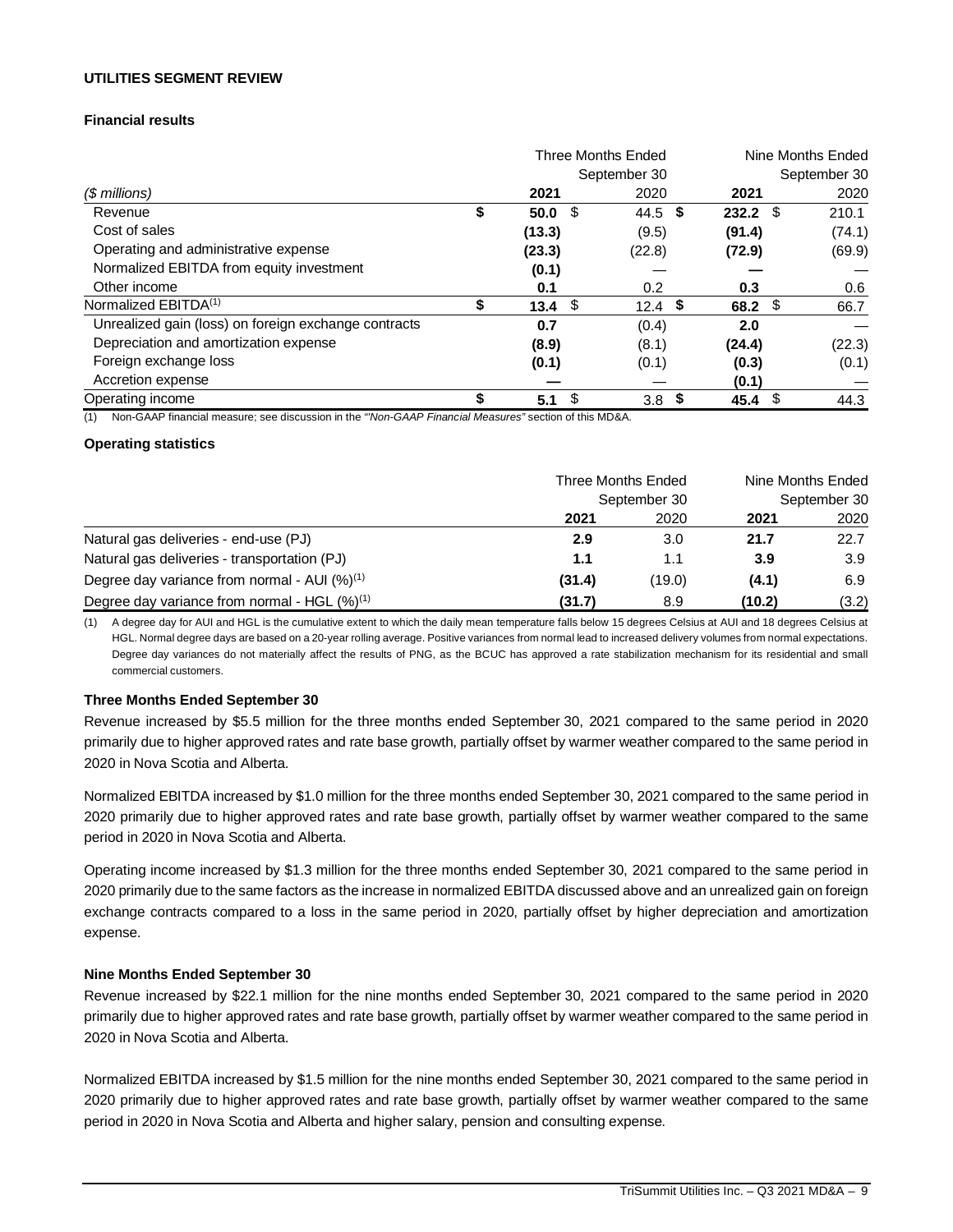## UTILITIES SEGMENT REVIEW

### Financial results

| ($ millions) | Three Months Ended September 30 2021 | Three Months Ended September 30 2020 | Nine Months Ended September 30 2021 | Nine Months Ended September 30 2020 |
|---|---|---|---|---|
| Revenue | **$ 50.0** | $ 44.5 | **$ 232.2** | $ 210.1 |
| Cost of sales | **(13.3)** | (9.5) | **(91.4)** | (74.1) |
| Operating and administrative expense | **(23.3)** | (22.8) | **(72.9)** | (69.9) |
| Normalized EBITDA from equity investment | **(0.1)** | — | **—** | — |
| Other income | **0.1** | 0.2 | **0.3** | 0.6 |
| Normalized EBITDA[(1)] | **$ 13.4** | $ 12.4 | **$ 68.2** | $ 66.7 |
| Unrealized gain (loss) on foreign exchange contracts | **0.7** | (0.4) | **2.0** | — |
| Depreciation and amortization expense | **(8.9)** | (8.1) | **(24.4)** | (22.3) |
| Foreign exchange loss | **(0.1)** | (0.1) | **(0.3)** | (0.1) |
| Accretion expense | **—** | — | **(0.1)** | — |
| Operating income | **$ 5.1** | $ 3.8 | **$ 45.4** | $ 44.3 |

(1) Non-GAAP financial measure; see discussion in the *"Non-GAAP Financial Measures"* section of this MD&A.

### Operating statistics

| | Three Months Ended September 30 2021 | Three Months Ended September 30 2020 | Nine Months Ended September 30 2021 | Nine Months Ended September 30 2020 |
|---|---|---|---|---|
| Natural gas deliveries - end-use (PJ) | **2.9** | 3.0 | **21.7** | 22.7 |
| Natural gas deliveries - transportation (PJ) | **1.1** | 1.1 | **3.9** | 3.9 |
| Degree day variance from normal - AUI (%)[(1)] | **(31.4)** | (19.0) | **(4.1)** | 6.9 |
| Degree day variance from normal - HGL (%)[(1)] | **(31.7)** | 8.9 | **(10.2)** | (3.2) |

(1) A degree day for AUI and HGL is the cumulative extent to which the daily mean temperature falls below 15 degrees Celsius at AUI and 18 degrees Celsius at HGL. Normal degree days are based on a 20-year rolling average. Positive variances from normal lead to increased delivery volumes from normal expectations. Degree day variances do not materially affect the results of PNG, as the BCUC has approved a rate stabilization mechanism for its residential and small commercial customers.

### Three Months Ended September 30

Revenue increased by $5.5 million for the three months ended September 30, 2021 compared to the same period in 2020 primarily due to higher approved rates and rate base growth, partially offset by warmer weather compared to the same period in 2020 in Nova Scotia and Alberta.

Normalized EBITDA increased by $1.0 million for the three months ended September 30, 2021 compared to the same period in 2020 primarily due to higher approved rates and rate base growth, partially offset by warmer weather compared to the same period in 2020 in Nova Scotia and Alberta.

Operating income increased by $1.3 million for the three months ended September 30, 2021 compared to the same period in 2020 primarily due to the same factors as the increase in normalized EBITDA discussed above and an unrealized gain on foreign exchange contracts compared to a loss in the same period in 2020, partially offset by higher depreciation and amortization expense.

### Nine Months Ended September 30

Revenue increased by $22.1 million for the nine months ended September 30, 2021 compared to the same period in 2020 primarily due to higher approved rates and rate base growth, partially offset by warmer weather compared to the same period in 2020 in Nova Scotia and Alberta.

Normalized EBITDA increased by $1.5 million for the nine months ended September 30, 2021 compared to the same period in 2020 primarily due to higher approved rates and rate base growth, partially offset by warmer weather compared to the same period in 2020 in Nova Scotia and Alberta and higher salary, pension and consulting expense.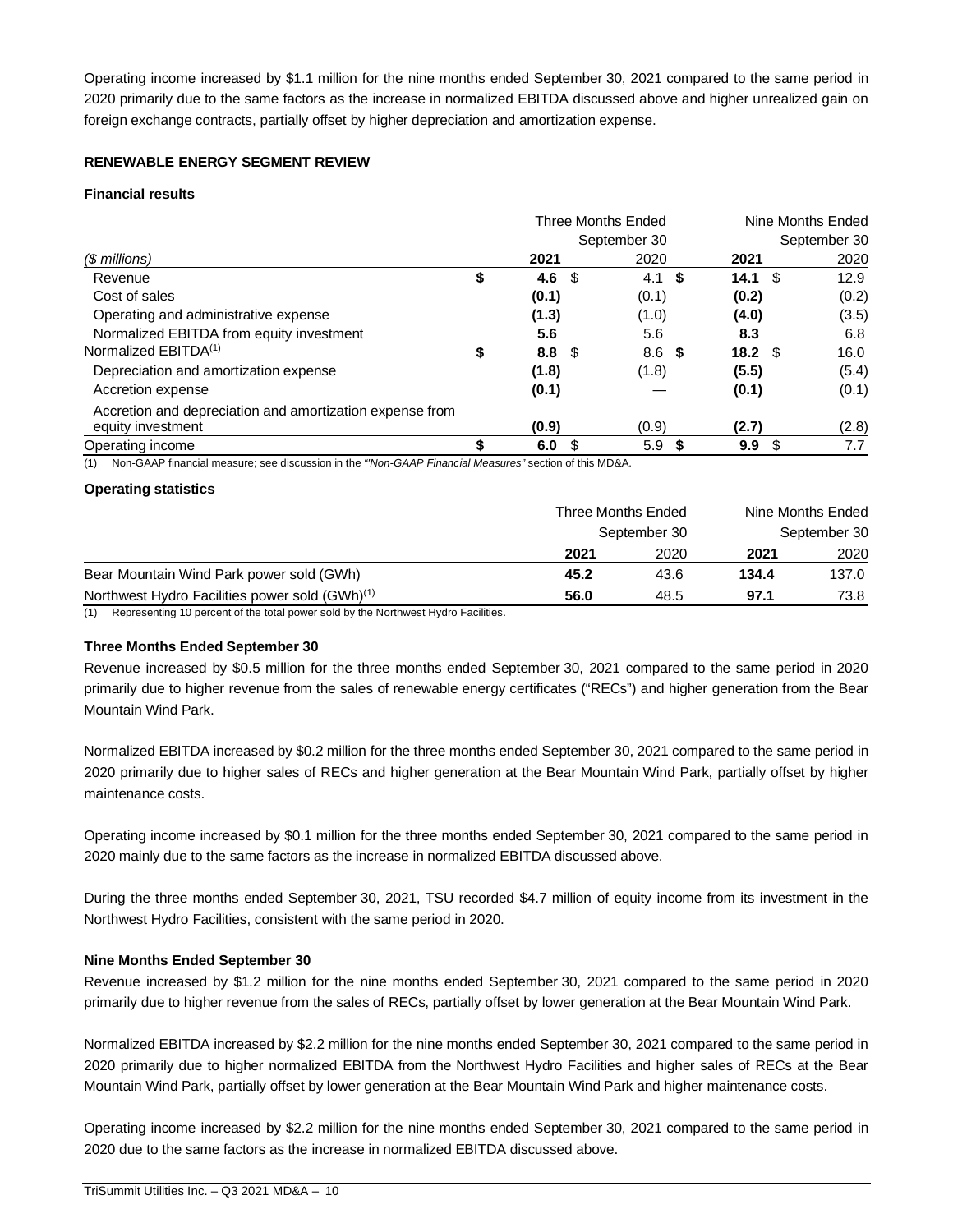Operating income increased by $1.1 million for the nine months ended September 30, 2021 compared to the same period in 2020 primarily due to the same factors as the increase in normalized EBITDA discussed above and higher unrealized gain on foreign exchange contracts, partially offset by higher depreciation and amortization expense.

**RENEWABLE ENERGY SEGMENT REVIEW**

**Financial results**

| | Three Months Ended September 30 | | Nine Months Ended September 30 | |
|---|---|---|---|---|
| *($ millions)* | **2021** | 2020 | **2021** | 2020 |
| Revenue | **$ 4.6** | $ 4.1 | **$ 14.1** | $ 12.9 |
| Cost of sales | **(0.1)** | (0.1) | **(0.2)** | (0.2) |
| Operating and administrative expense | **(1.3)** | (1.0) | **(4.0)** | (3.5) |
| Normalized EBITDA from equity investment | **5.6** | 5.6 | **8.3** | 6.8 |
| Normalized EBITDA[(1)] | **$ 8.8** | $ 8.6 | **$ 18.2** | $ 16.0 |
| Depreciation and amortization expense | **(1.8)** | (1.8) | **(5.5)** | (5.4) |
| Accretion expense | **(0.1)** | — | **(0.1)** | (0.1) |
| Accretion and depreciation and amortization expense from equity investment | **(0.9)** | (0.9) | **(2.7)** | (2.8) |
| Operating income | **$ 6.0** | $ 5.9 | **$ 9.9** | $ 7.7 |

(1) Non-GAAP financial measure; see discussion in the *"Non-GAAP Financial Measures"* section of this MD&A.

**Operating statistics**

| | Three Months Ended September 30 | | Nine Months Ended September 30 | |
|---|---|---|---|---|
| | **2021** | 2020 | **2021** | 2020 |
| Bear Mountain Wind Park power sold (GWh) | **45.2** | 43.6 | **134.4** | 137.0 |
| Northwest Hydro Facilities power sold (GWh)[(1)] | **56.0** | 48.5 | **97.1** | 73.8 |

(1) Representing 10 percent of the total power sold by the Northwest Hydro Facilities.

**Three Months Ended September 30**

Revenue increased by $0.5 million for the three months ended September 30, 2021 compared to the same period in 2020 primarily due to higher revenue from the sales of renewable energy certificates ("RECs") and higher generation from the Bear Mountain Wind Park.

Normalized EBITDA increased by $0.2 million for the three months ended September 30, 2021 compared to the same period in 2020 primarily due to higher sales of RECs and higher generation at the Bear Mountain Wind Park, partially offset by higher maintenance costs.

Operating income increased by $0.1 million for the three months ended September 30, 2021 compared to the same period in 2020 mainly due to the same factors as the increase in normalized EBITDA discussed above.

During the three months ended September 30, 2021, TSU recorded $4.7 million of equity income from its investment in the Northwest Hydro Facilities, consistent with the same period in 2020.

**Nine Months Ended September 30**

Revenue increased by $1.2 million for the nine months ended September 30, 2021 compared to the same period in 2020 primarily due to higher revenue from the sales of RECs, partially offset by lower generation at the Bear Mountain Wind Park.

Normalized EBITDA increased by $2.2 million for the nine months ended September 30, 2021 compared to the same period in 2020 primarily due to higher normalized EBITDA from the Northwest Hydro Facilities and higher sales of RECs at the Bear Mountain Wind Park, partially offset by lower generation at the Bear Mountain Wind Park and higher maintenance costs.

Operating income increased by $2.2 million for the nine months ended September 30, 2021 compared to the same period in 2020 due to the same factors as the increase in normalized EBITDA discussed above.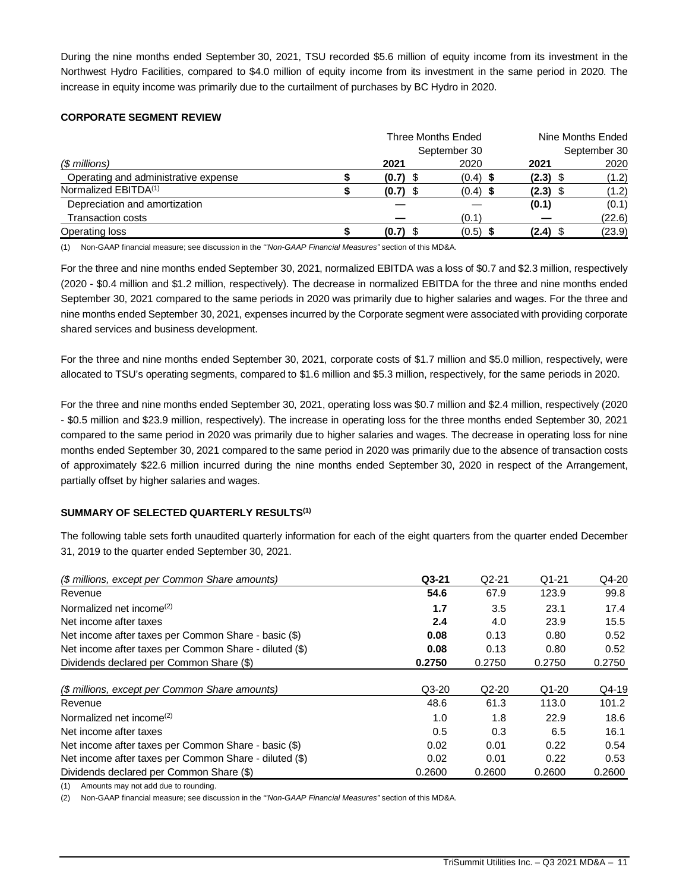During the nine months ended September 30, 2021, TSU recorded $5.6 million of equity income from its investment in the Northwest Hydro Facilities, compared to $4.0 million of equity income from its investment in the same period in 2020. The increase in equity income was primarily due to the curtailment of purchases by BC Hydro in 2020.

**CORPORATE SEGMENT REVIEW**

| | Three Months Ended September 30 | | Nine Months Ended September 30 | |
|---|---|---|---|---|
| *($ millions)* | **2021** | 2020 | **2021** | 2020 |
| Operating and administrative expense | **$ (0.7)** | $ (0.4) | **$ (2.3)** | $ (1.2) |
| Normalized EBITDA[1] | **$ (0.7)** | $ (0.4) | **$ (2.3)** | $ (1.2) |
| Depreciation and amortization | **—** | — | **(0.1)** | (0.1) |
| Transaction costs | **—** | (0.1) | **—** | (22.6) |
| Operating loss | **$ (0.7)** | $ (0.5) | **$ (2.4)** | $ (23.9) |

(1) Non-GAAP financial measure; see discussion in the *"Non-GAAP Financial Measures"* section of this MD&A.

For the three and nine months ended September 30, 2021, normalized EBITDA was a loss of $0.7 and $2.3 million, respectively (2020 - $0.4 million and $1.2 million, respectively). The decrease in normalized EBITDA for the three and nine months ended September 30, 2021 compared to the same periods in 2020 was primarily due to higher salaries and wages. For the three and nine months ended September 30, 2021, expenses incurred by the Corporate segment were associated with providing corporate shared services and business development.

For the three and nine months ended September 30, 2021, corporate costs of $1.7 million and $5.0 million, respectively, were allocated to TSU's operating segments, compared to $1.6 million and $5.3 million, respectively, for the same periods in 2020.

For the three and nine months ended September 30, 2021, operating loss was $0.7 million and $2.4 million, respectively (2020 - $0.5 million and $23.9 million, respectively). The increase in operating loss for the three months ended September 30, 2021 compared to the same period in 2020 was primarily due to higher salaries and wages. The decrease in operating loss for nine months ended September 30, 2021 compared to the same period in 2020 was primarily due to the absence of transaction costs of approximately $22.6 million incurred during the nine months ended September 30, 2020 in respect of the Arrangement, partially offset by higher salaries and wages.

**SUMMARY OF SELECTED QUARTERLY RESULTS[1]**

The following table sets forth unaudited quarterly information for each of the eight quarters from the quarter ended December 31, 2019 to the quarter ended September 30, 2021.

| *($ millions, except per Common Share amounts)* | **Q3-21** | Q2-21 | Q1-21 | Q4-20 |
|---|---|---|---|---|
| Revenue | **54.6** | 67.9 | 123.9 | 99.8 |
| Normalized net income[2] | **1.7** | 3.5 | 23.1 | 17.4 |
| Net income after taxes | **2.4** | 4.0 | 23.9 | 15.5 |
| Net income after taxes per Common Share - basic ($) | **0.08** | 0.13 | 0.80 | 0.52 |
| Net income after taxes per Common Share - diluted ($) | **0.08** | 0.13 | 0.80 | 0.52 |
| Dividends declared per Common Share ($) | **0.2750** | 0.2750 | 0.2750 | 0.2750 |

| *($ millions, except per Common Share amounts)* | Q3-20 | Q2-20 | Q1-20 | Q4-19 |
|---|---|---|---|---|
| Revenue | 48.6 | 61.3 | 113.0 | 101.2 |
| Normalized net income[2] | 1.0 | 1.8 | 22.9 | 18.6 |
| Net income after taxes | 0.5 | 0.3 | 6.5 | 16.1 |
| Net income after taxes per Common Share - basic ($) | 0.02 | 0.01 | 0.22 | 0.54 |
| Net income after taxes per Common Share - diluted ($) | 0.02 | 0.01 | 0.22 | 0.53 |
| Dividends declared per Common Share ($) | 0.2600 | 0.2600 | 0.2600 | 0.2600 |

(1) Amounts may not add due to rounding.

(2) Non-GAAP financial measure; see discussion in the *"Non-GAAP Financial Measures"* section of this MD&A.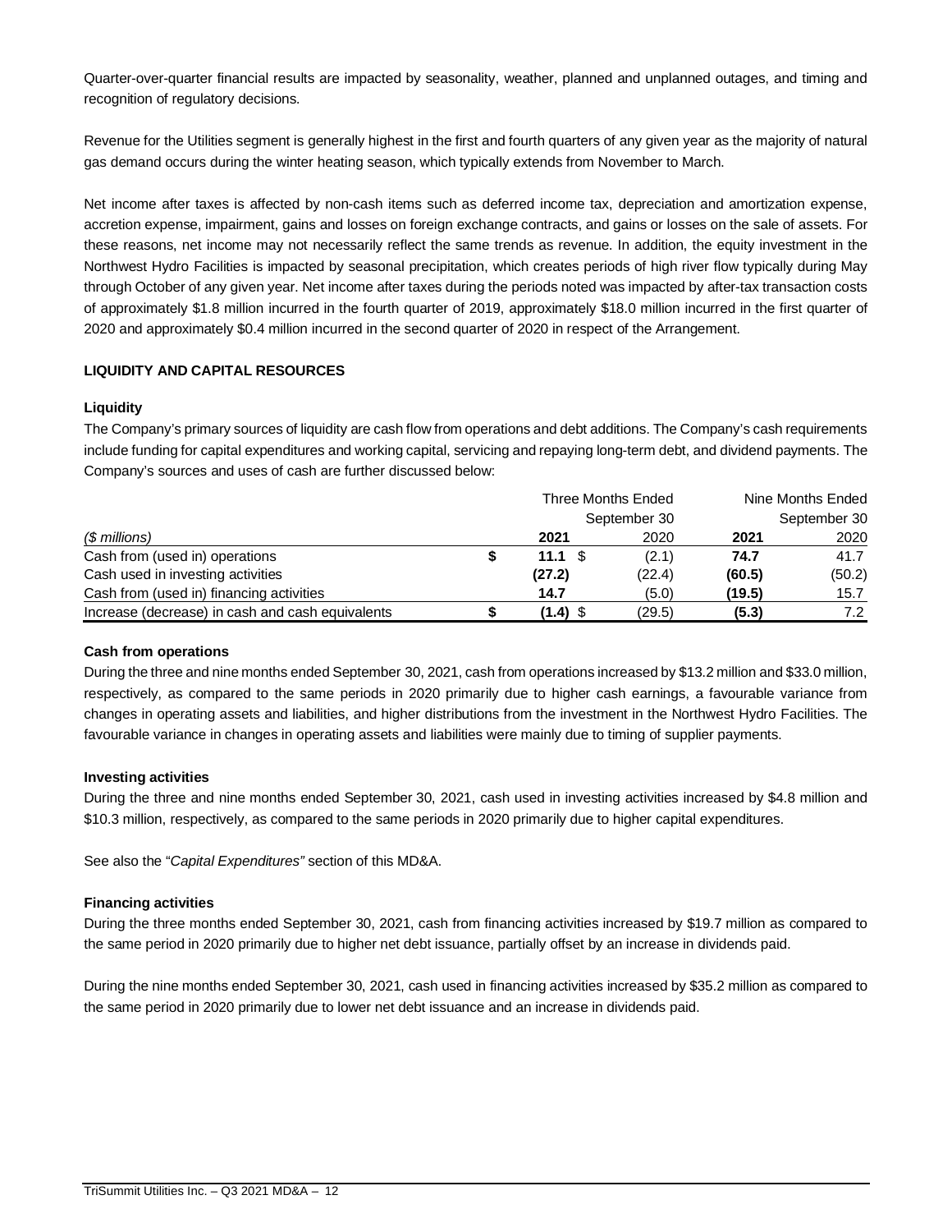Quarter-over-quarter financial results are impacted by seasonality, weather, planned and unplanned outages, and timing and recognition of regulatory decisions.

Revenue for the Utilities segment is generally highest in the first and fourth quarters of any given year as the majority of natural gas demand occurs during the winter heating season, which typically extends from November to March.

Net income after taxes is affected by non-cash items such as deferred income tax, depreciation and amortization expense, accretion expense, impairment, gains and losses on foreign exchange contracts, and gains or losses on the sale of assets. For these reasons, net income may not necessarily reflect the same trends as revenue. In addition, the equity investment in the Northwest Hydro Facilities is impacted by seasonal precipitation, which creates periods of high river flow typically during May through October of any given year. Net income after taxes during the periods noted was impacted by after-tax transaction costs of approximately $1.8 million incurred in the fourth quarter of 2019, approximately $18.0 million incurred in the first quarter of 2020 and approximately $0.4 million incurred in the second quarter of 2020 in respect of the Arrangement.

## LIQUIDITY AND CAPITAL RESOURCES

### Liquidity

The Company's primary sources of liquidity are cash flow from operations and debt additions. The Company's cash requirements include funding for capital expenditures and working capital, servicing and repaying long-term debt, and dividend payments. The Company's sources and uses of cash are further discussed below:

| | Three Months Ended September 30 | | Nine Months Ended September 30 | |
|---|---|---|---|---|
| *($ millions)* | **2021** | 2020 | **2021** | 2020 |
| Cash from (used in) operations | **$ 11.1** | $ (2.1) | **74.7** | 41.7 |
| Cash used in investing activities | **(27.2)** | (22.4) | **(60.5)** | (50.2) |
| Cash from (used in) financing activities | **14.7** | (5.0) | **(19.5)** | 15.7 |
| Increase (decrease) in cash and cash equivalents | **$ (1.4)** | $ (29.5) | **(5.3)** | 7.2 |

### Cash from operations

During the three and nine months ended September 30, 2021, cash from operations increased by $13.2 million and $33.0 million, respectively, as compared to the same periods in 2020 primarily due to higher cash earnings, a favourable variance from changes in operating assets and liabilities, and higher distributions from the investment in the Northwest Hydro Facilities. The favourable variance in changes in operating assets and liabilities were mainly due to timing of supplier payments.

### Investing activities

During the three and nine months ended September 30, 2021, cash used in investing activities increased by $4.8 million and $10.3 million, respectively, as compared to the same periods in 2020 primarily due to higher capital expenditures.

See also the "*Capital Expenditures"* section of this MD&A.

### Financing activities

During the three months ended September 30, 2021, cash from financing activities increased by $19.7 million as compared to the same period in 2020 primarily due to higher net debt issuance, partially offset by an increase in dividends paid.

During the nine months ended September 30, 2021, cash used in financing activities increased by $35.2 million as compared to the same period in 2020 primarily due to lower net debt issuance and an increase in dividends paid.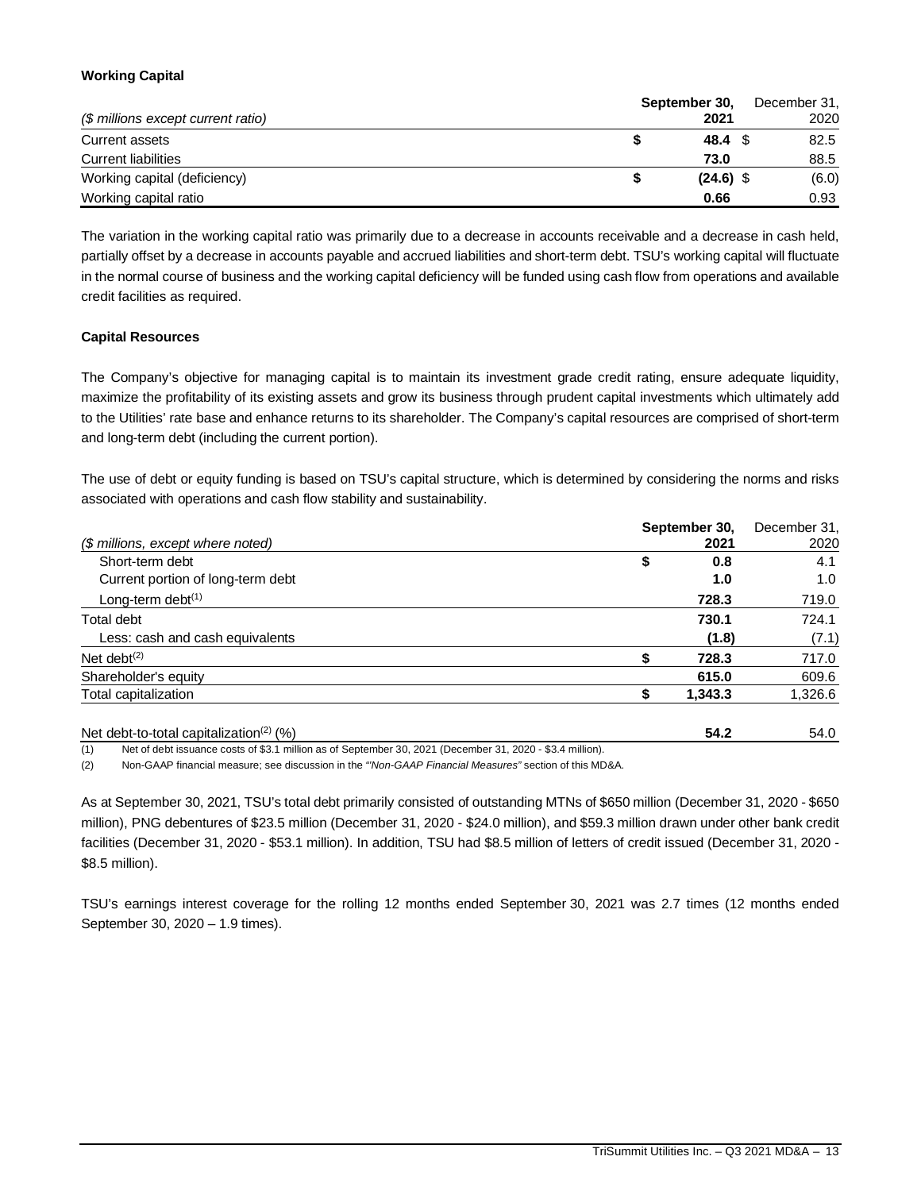**Working Capital**

| ($ millions except current ratio) | September 30, 2021 | December 31, 2020 |
|---|---|---|
| Current assets | $ 48.4 | $ 82.5 |
| Current liabilities | 73.0 | 88.5 |
| Working capital (deficiency) | $ (24.6) | $ (6.0) |
| Working capital ratio | 0.66 | 0.93 |

The variation in the working capital ratio was primarily due to a decrease in accounts receivable and a decrease in cash held, partially offset by a decrease in accounts payable and accrued liabilities and short-term debt. TSU's working capital will fluctuate in the normal course of business and the working capital deficiency will be funded using cash flow from operations and available credit facilities as required.

**Capital Resources**

The Company's objective for managing capital is to maintain its investment grade credit rating, ensure adequate liquidity, maximize the profitability of its existing assets and grow its business through prudent capital investments which ultimately add to the Utilities' rate base and enhance returns to its shareholder. The Company's capital resources are comprised of short-term and long-term debt (including the current portion).

The use of debt or equity funding is based on TSU's capital structure, which is determined by considering the norms and risks associated with operations and cash flow stability and sustainability.

| ($ millions, except where noted) | September 30, 2021 | December 31, 2020 |
|---|---|---|
| Short-term debt | $ 0.8 | 4.1 |
| Current portion of long-term debt | 1.0 | 1.0 |
| Long-term debt[1] | 728.3 | 719.0 |
| Total debt | 730.1 | 724.1 |
| Less: cash and cash equivalents | (1.8) | (7.1) |
| Net debt[2] | $ 728.3 | 717.0 |
| Shareholder's equity | 615.0 | 609.6 |
| Total capitalization | $ 1,343.3 | 1,326.6 |
| | | |
| Net debt-to-total capitalization[2] (%) | 54.2 | 54.0 |

(1) Net of debt issuance costs of $3.1 million as of September 30, 2021 (December 31, 2020 - $3.4 million).

(2) Non-GAAP financial measure; see discussion in the *"Non-GAAP Financial Measures"* section of this MD&A.

As at September 30, 2021, TSU's total debt primarily consisted of outstanding MTNs of $650 million (December 31, 2020 - $650 million), PNG debentures of $23.5 million (December 31, 2020 - $24.0 million), and $59.3 million drawn under other bank credit facilities (December 31, 2020 - $53.1 million). In addition, TSU had $8.5 million of letters of credit issued (December 31, 2020 - $8.5 million).

TSU's earnings interest coverage for the rolling 12 months ended September 30, 2021 was 2.7 times (12 months ended September 30, 2020 – 1.9 times).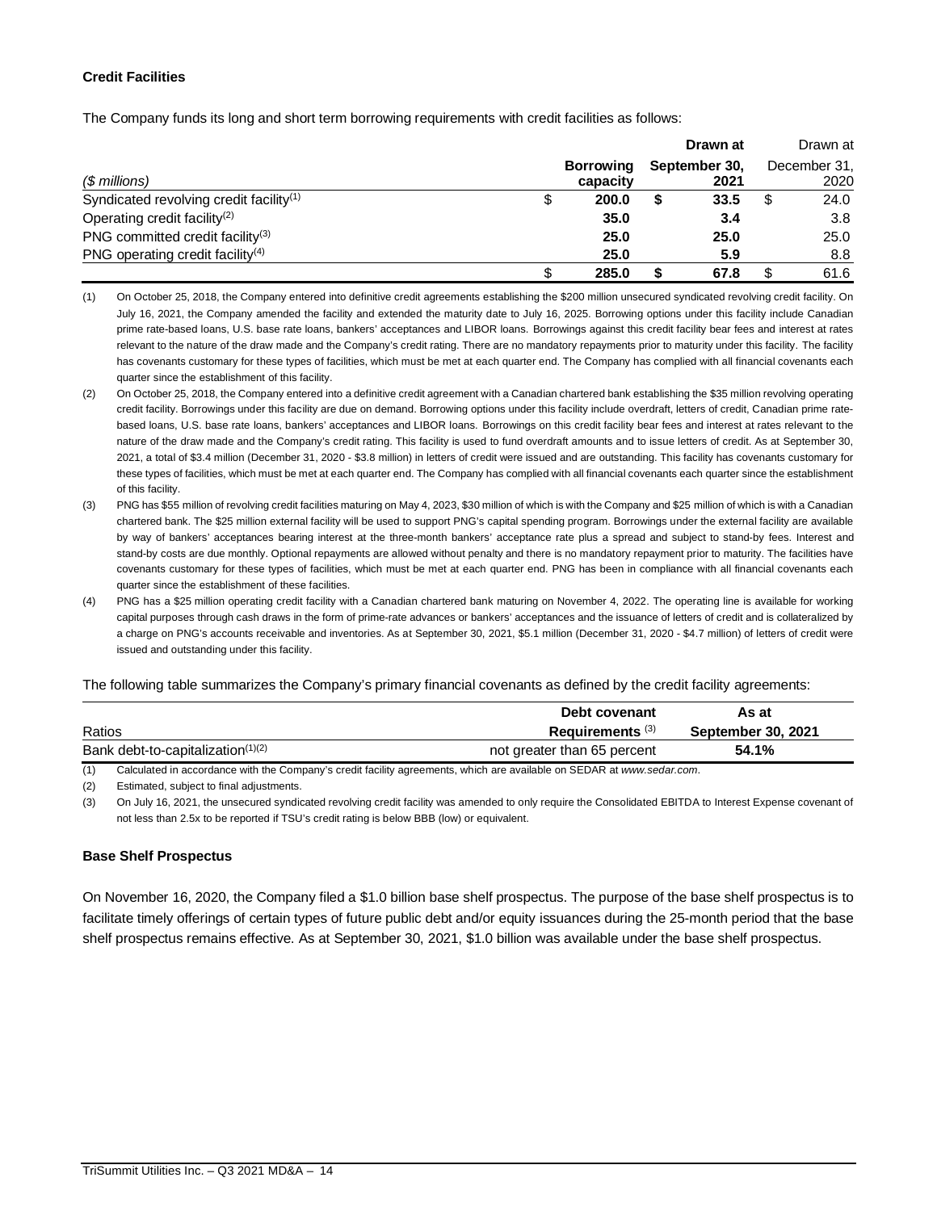### Credit Facilities

The Company funds its long and short term borrowing requirements with credit facilities as follows:

| ($ millions) | Borrowing capacity | Drawn at September 30, 2021 | Drawn at December 31, 2020 |
|---|---|---|---|
| Syndicated revolving credit facility[1] | $ **200.0** | $ **33.5** | $ 24.0 |
| Operating credit facility[2] | **35.0** | **3.4** | 3.8 |
| PNG committed credit facility[3] | **25.0** | **25.0** | 25.0 |
| PNG operating credit facility[4] | **25.0** | **5.9** | 8.8 |
| | $ **285.0** | $ **67.8** | $ 61.6 |

(1) On October 25, 2018, the Company entered into definitive credit agreements establishing the $200 million unsecured syndicated revolving credit facility. On July 16, 2021, the Company amended the facility and extended the maturity date to July 16, 2025. Borrowing options under this facility include Canadian prime rate-based loans, U.S. base rate loans, bankers' acceptances and LIBOR loans. Borrowings against this credit facility bear fees and interest at rates relevant to the nature of the draw made and the Company's credit rating. There are no mandatory repayments prior to maturity under this facility. The facility has covenants customary for these types of facilities, which must be met at each quarter end. The Company has complied with all financial covenants each quarter since the establishment of this facility.

(2) On October 25, 2018, the Company entered into a definitive credit agreement with a Canadian chartered bank establishing the $35 million revolving operating credit facility. Borrowings under this facility are due on demand. Borrowing options under this facility include overdraft, letters of credit, Canadian prime rate-based loans, U.S. base rate loans, bankers' acceptances and LIBOR loans. Borrowings on this credit facility bear fees and interest at rates relevant to the nature of the draw made and the Company's credit rating. This facility is used to fund overdraft amounts and to issue letters of credit. As at September 30, 2021, a total of $3.4 million (December 31, 2020 - $3.8 million) in letters of credit were issued and are outstanding. This facility has covenants customary for these types of facilities, which must be met at each quarter end. The Company has complied with all financial covenants each quarter since the establishment of this facility.

(3) PNG has $55 million of revolving credit facilities maturing on May 4, 2023, $30 million of which is with the Company and $25 million of which is with a Canadian chartered bank. The $25 million external facility will be used to support PNG's capital spending program. Borrowings under the external facility are available by way of bankers' acceptances bearing interest at the three-month bankers' acceptance rate plus a spread and subject to stand-by fees. Interest and stand-by costs are due monthly. Optional repayments are allowed without penalty and there is no mandatory repayment prior to maturity. The facilities have covenants customary for these types of facilities, which must be met at each quarter end. PNG has been in compliance with all financial covenants each quarter since the establishment of these facilities.

(4) PNG has a $25 million operating credit facility with a Canadian chartered bank maturing on November 4, 2022. The operating line is available for working capital purposes through cash draws in the form of prime-rate advances or bankers' acceptances and the issuance of letters of credit and is collateralized by a charge on PNG's accounts receivable and inventories. As at September 30, 2021, $5.1 million (December 31, 2020 - $4.7 million) of letters of credit were issued and outstanding under this facility.

The following table summarizes the Company's primary financial covenants as defined by the credit facility agreements:

| Ratios | Debt covenant Requirements [3] | As at September 30, 2021 |
|---|---|---|
| Bank debt-to-capitalization[1][2] | not greater than 65 percent | **54.1%** |

(1) Calculated in accordance with the Company's credit facility agreements, which are available on SEDAR at *www.sedar.com*.

(2) Estimated, subject to final adjustments.

(3) On July 16, 2021, the unsecured syndicated revolving credit facility was amended to only require the Consolidated EBITDA to Interest Expense covenant of not less than 2.5x to be reported if TSU's credit rating is below BBB (low) or equivalent.

### Base Shelf Prospectus

On November 16, 2020, the Company filed a $1.0 billion base shelf prospectus. The purpose of the base shelf prospectus is to facilitate timely offerings of certain types of future public debt and/or equity issuances during the 25-month period that the base shelf prospectus remains effective. As at September 30, 2021, $1.0 billion was available under the base shelf prospectus.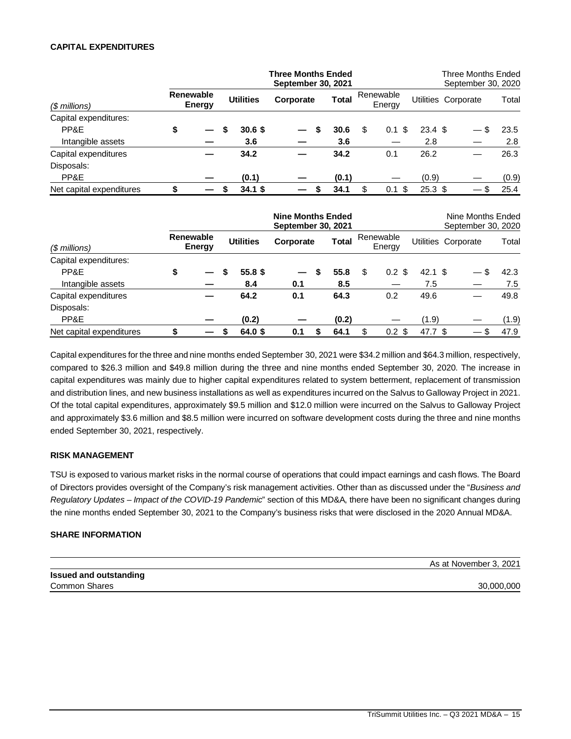**CAPITAL EXPENDITURES**

| ($ millions) | Three Months Ended September 30, 2021 | | | | Three Months Ended September 30, 2020 | | | |
|---|---|---|---|---|---|---|---|---|
| | **Renewable Energy** | **Utilities** | **Corporate** | **Total** | Renewable Energy | Utilities | Corporate | Total |
| Capital expenditures: | | | | | | | | |
| PP&E | **$ —** | **$ 30.6** | **$ —** | **$ 30.6** | $ 0.1 | $ 23.4 | $ — | $ 23.5 |
| Intangible assets | **—** | **3.6** | **—** | **3.6** | — | 2.8 | — | 2.8 |
| Capital expenditures | **—** | **34.2** | **—** | **34.2** | 0.1 | 26.2 | — | 26.3 |
| Disposals: | | | | | | | | |
| PP&E | **—** | **(0.1)** | **—** | **(0.1)** | — | (0.9) | — | (0.9) |
| Net capital expenditures | **$ —** | **$ 34.1** | **$ —** | **$ 34.1** | $ 0.1 | $ 25.3 | $ — | $ 25.4 |

| ($ millions) | Nine Months Ended September 30, 2021 | | | | Nine Months Ended September 30, 2020 | | | |
|---|---|---|---|---|---|---|---|---|
| | **Renewable Energy** | **Utilities** | **Corporate** | **Total** | Renewable Energy | Utilities | Corporate | Total |
| Capital expenditures: | | | | | | | | |
| PP&E | **$ —** | **$ 55.8** | **$ —** | **$ 55.8** | $ 0.2 | $ 42.1 | $ — | $ 42.3 |
| Intangible assets | **—** | **8.4** | **0.1** | **8.5** | — | 7.5 | — | 7.5 |
| Capital expenditures | **—** | **64.2** | **0.1** | **64.3** | 0.2 | 49.6 | — | 49.8 |
| Disposals: | | | | | | | | |
| PP&E | **—** | **(0.2)** | **—** | **(0.2)** | — | (1.9) | — | (1.9) |
| Net capital expenditures | **$ —** | **$ 64.0** | **$ 0.1** | **$ 64.1** | $ 0.2 | $ 47.7 | $ — | $ 47.9 |

Capital expenditures for the three and nine months ended September 30, 2021 were $34.2 million and $64.3 million, respectively, compared to $26.3 million and $49.8 million during the three and nine months ended September 30, 2020. The increase in capital expenditures was mainly due to higher capital expenditures related to system betterment, replacement of transmission and distribution lines, and new business installations as well as expenditures incurred on the Salvus to Galloway Project in 2021. Of the total capital expenditures, approximately $9.5 million and $12.0 million were incurred on the Salvus to Galloway Project and approximately $3.6 million and $8.5 million were incurred on software development costs during the three and nine months ended September 30, 2021, respectively.

**RISK MANAGEMENT**

TSU is exposed to various market risks in the normal course of operations that could impact earnings and cash flows. The Board of Directors provides oversight of the Company's risk management activities. Other than as discussed under the "*Business and Regulatory Updates – Impact of the COVID-19 Pandemic*" section of this MD&A, there have been no significant changes during the nine months ended September 30, 2021 to the Company's business risks that were disclosed in the 2020 Annual MD&A.

**SHARE INFORMATION**

| | As at November 3, 2021 |
|---|---|
| **Issued and outstanding** | |
| Common Shares | 30,000,000 |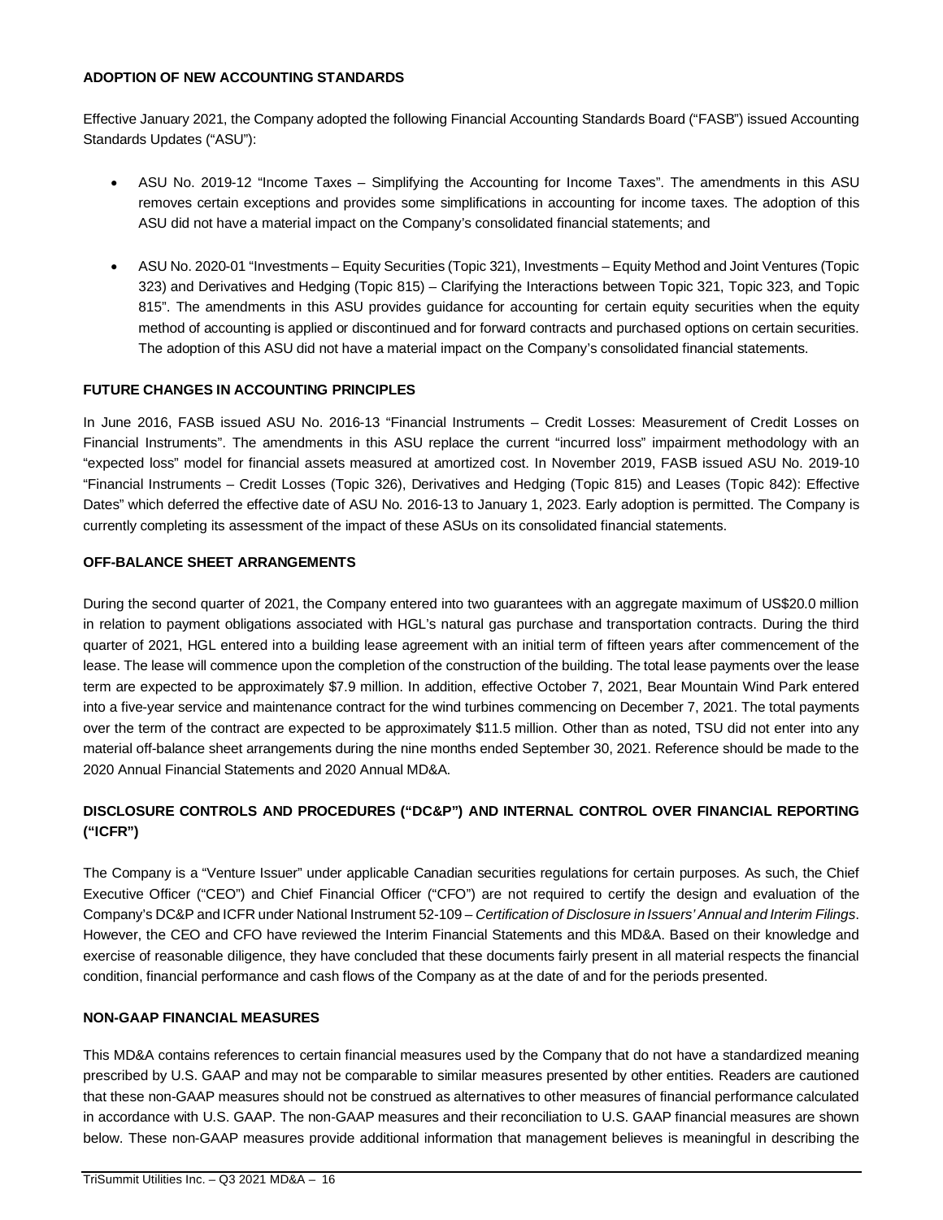## ADOPTION OF NEW ACCOUNTING STANDARDS

Effective January 2021, the Company adopted the following Financial Accounting Standards Board ("FASB") issued Accounting Standards Updates ("ASU"):

- ASU No. 2019-12 "Income Taxes – Simplifying the Accounting for Income Taxes". The amendments in this ASU removes certain exceptions and provides some simplifications in accounting for income taxes. The adoption of this ASU did not have a material impact on the Company's consolidated financial statements; and

- ASU No. 2020-01 "Investments – Equity Securities (Topic 321), Investments – Equity Method and Joint Ventures (Topic 323) and Derivatives and Hedging (Topic 815) – Clarifying the Interactions between Topic 321, Topic 323, and Topic 815". The amendments in this ASU provides guidance for accounting for certain equity securities when the equity method of accounting is applied or discontinued and for forward contracts and purchased options on certain securities. The adoption of this ASU did not have a material impact on the Company's consolidated financial statements.

## FUTURE CHANGES IN ACCOUNTING PRINCIPLES

In June 2016, FASB issued ASU No. 2016-13 "Financial Instruments – Credit Losses: Measurement of Credit Losses on Financial Instruments". The amendments in this ASU replace the current "incurred loss" impairment methodology with an "expected loss" model for financial assets measured at amortized cost. In November 2019, FASB issued ASU No. 2019-10 "Financial Instruments – Credit Losses (Topic 326), Derivatives and Hedging (Topic 815) and Leases (Topic 842): Effective Dates" which deferred the effective date of ASU No. 2016-13 to January 1, 2023. Early adoption is permitted. The Company is currently completing its assessment of the impact of these ASUs on its consolidated financial statements.

## OFF-BALANCE SHEET ARRANGEMENTS

During the second quarter of 2021, the Company entered into two guarantees with an aggregate maximum of US$20.0 million in relation to payment obligations associated with HGL's natural gas purchase and transportation contracts. During the third quarter of 2021, HGL entered into a building lease agreement with an initial term of fifteen years after commencement of the lease. The lease will commence upon the completion of the construction of the building. The total lease payments over the lease term are expected to be approximately $7.9 million. In addition, effective October 7, 2021, Bear Mountain Wind Park entered into a five-year service and maintenance contract for the wind turbines commencing on December 7, 2021. The total payments over the term of the contract are expected to be approximately $11.5 million. Other than as noted, TSU did not enter into any material off-balance sheet arrangements during the nine months ended September 30, 2021. Reference should be made to the 2020 Annual Financial Statements and 2020 Annual MD&A.

## DISCLOSURE CONTROLS AND PROCEDURES ("DC&P") AND INTERNAL CONTROL OVER FINANCIAL REPORTING ("ICFR")

The Company is a "Venture Issuer" under applicable Canadian securities regulations for certain purposes. As such, the Chief Executive Officer ("CEO") and Chief Financial Officer ("CFO") are not required to certify the design and evaluation of the Company's DC&P and ICFR under National Instrument 52-109 – *Certification of Disclosure in Issuers' Annual and Interim Filings*. However, the CEO and CFO have reviewed the Interim Financial Statements and this MD&A. Based on their knowledge and exercise of reasonable diligence, they have concluded that these documents fairly present in all material respects the financial condition, financial performance and cash flows of the Company as at the date of and for the periods presented.

## NON-GAAP FINANCIAL MEASURES

This MD&A contains references to certain financial measures used by the Company that do not have a standardized meaning prescribed by U.S. GAAP and may not be comparable to similar measures presented by other entities. Readers are cautioned that these non-GAAP measures should not be construed as alternatives to other measures of financial performance calculated in accordance with U.S. GAAP. The non-GAAP measures and their reconciliation to U.S. GAAP financial measures are shown below. These non-GAAP measures provide additional information that management believes is meaningful in describing the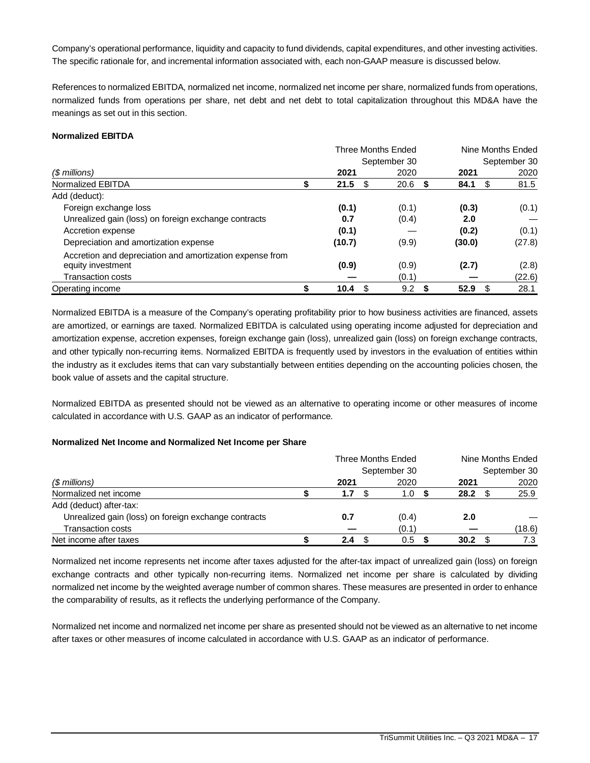Company's operational performance, liquidity and capacity to fund dividends, capital expenditures, and other investing activities. The specific rationale for, and incremental information associated with, each non-GAAP measure is discussed below.

References to normalized EBITDA, normalized net income, normalized net income per share, normalized funds from operations, normalized funds from operations per share, net debt and net debt to total capitalization throughout this MD&A have the meanings as set out in this section.

**Normalized EBITDA**

| | Three Months Ended September 30 | | Nine Months Ended September 30 | |
|---|---|---|---|---|
| *($ millions)* | **2021** | 2020 | **2021** | 2020 |
| Normalized EBITDA | **$ 21.5** | $ 20.6 | **$ 84.1** | $ 81.5 |
| Add (deduct): | | | | |
| Foreign exchange loss | **(0.1)** | (0.1) | **(0.3)** | (0.1) |
| Unrealized gain (loss) on foreign exchange contracts | **0.7** | (0.4) | **2.0** | — |
| Accretion expense | **(0.1)** | — | **(0.2)** | (0.1) |
| Depreciation and amortization expense | **(10.7)** | (9.9) | **(30.0)** | (27.8) |
| Accretion and depreciation and amortization expense from equity investment | **(0.9)** | (0.9) | **(2.7)** | (2.8) |
| Transaction costs | **—** | (0.1) | **—** | (22.6) |
| Operating income | **$ 10.4** | $ 9.2 | **$ 52.9** | $ 28.1 |

Normalized EBITDA is a measure of the Company's operating profitability prior to how business activities are financed, assets are amortized, or earnings are taxed. Normalized EBITDA is calculated using operating income adjusted for depreciation and amortization expense, accretion expenses, foreign exchange gain (loss), unrealized gain (loss) on foreign exchange contracts, and other typically non-recurring items. Normalized EBITDA is frequently used by investors in the evaluation of entities within the industry as it excludes items that can vary substantially between entities depending on the accounting policies chosen, the book value of assets and the capital structure.

Normalized EBITDA as presented should not be viewed as an alternative to operating income or other measures of income calculated in accordance with U.S. GAAP as an indicator of performance.

**Normalized Net Income and Normalized Net Income per Share**

| | Three Months Ended September 30 | | Nine Months Ended September 30 | |
|---|---|---|---|---|
| *($ millions)* | **2021** | 2020 | **2021** | 2020 |
| Normalized net income | **$ 1.7** | $ 1.0 | **$ 28.2** | $ 25.9 |
| Add (deduct) after-tax: | | | | |
| Unrealized gain (loss) on foreign exchange contracts | **0.7** | (0.4) | **2.0** | — |
| Transaction costs | **—** | (0.1) | **—** | (18.6) |
| Net income after taxes | **$ 2.4** | $ 0.5 | **$ 30.2** | $ 7.3 |

Normalized net income represents net income after taxes adjusted for the after-tax impact of unrealized gain (loss) on foreign exchange contracts and other typically non-recurring items. Normalized net income per share is calculated by dividing normalized net income by the weighted average number of common shares. These measures are presented in order to enhance the comparability of results, as it reflects the underlying performance of the Company.

Normalized net income and normalized net income per share as presented should not be viewed as an alternative to net income after taxes or other measures of income calculated in accordance with U.S. GAAP as an indicator of performance.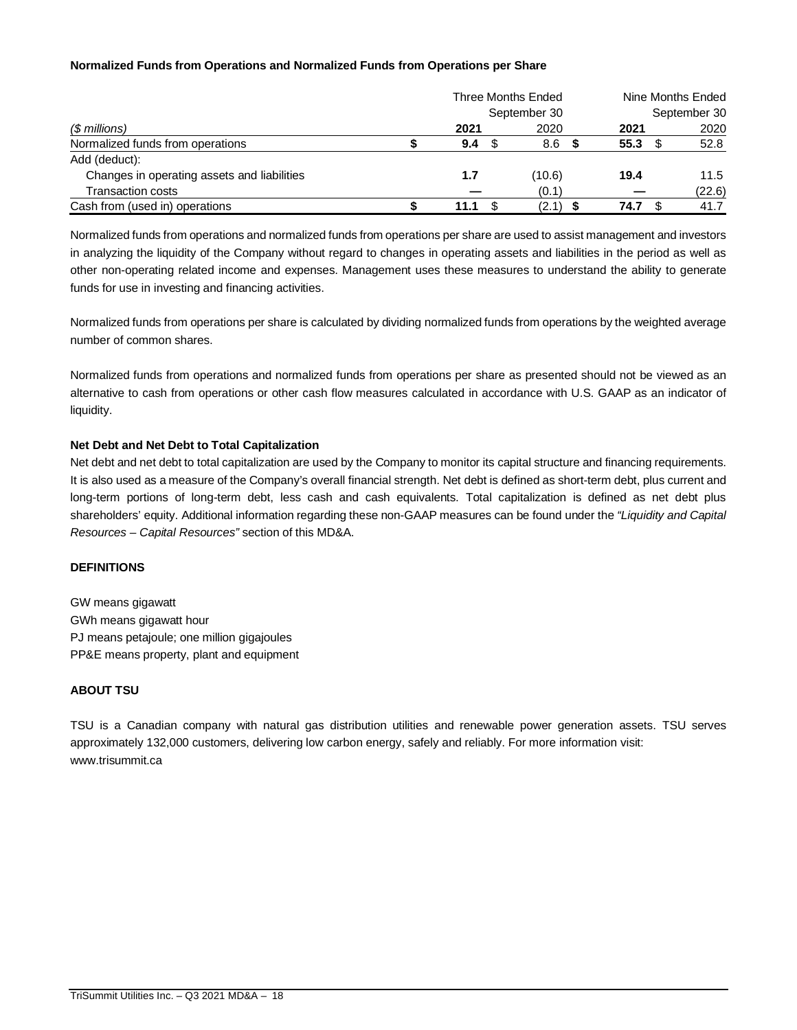**Normalized Funds from Operations and Normalized Funds from Operations per Share**

| *($ millions)* | Three Months Ended September 30 2021 | Three Months Ended September 30 2020 | Nine Months Ended September 30 2021 | Nine Months Ended September 30 2020 |
|---|---|---|---|---|
| Normalized funds from operations | **$ 9.4** | $ 8.6 | **$ 55.3** | $ 52.8 |
| Add (deduct): | | | | |
| Changes in operating assets and liabilities | **1.7** | (10.6) | **19.4** | 11.5 |
| Transaction costs | **—** | (0.1) | **—** | (22.6) |
| Cash from (used in) operations | **$ 11.1** | $ (2.1) | **$ 74.7** | $ 41.7 |

Normalized funds from operations and normalized funds from operations per share are used to assist management and investors in analyzing the liquidity of the Company without regard to changes in operating assets and liabilities in the period as well as other non-operating related income and expenses. Management uses these measures to understand the ability to generate funds for use in investing and financing activities.

Normalized funds from operations per share is calculated by dividing normalized funds from operations by the weighted average number of common shares.

Normalized funds from operations and normalized funds from operations per share as presented should not be viewed as an alternative to cash from operations or other cash flow measures calculated in accordance with U.S. GAAP as an indicator of liquidity.

**Net Debt and Net Debt to Total Capitalization**

Net debt and net debt to total capitalization are used by the Company to monitor its capital structure and financing requirements. It is also used as a measure of the Company's overall financial strength. Net debt is defined as short-term debt, plus current and long-term portions of long-term debt, less cash and cash equivalents. Total capitalization is defined as net debt plus shareholders' equity. Additional information regarding these non-GAAP measures can be found under the *"Liquidity and Capital Resources – Capital Resources"* section of this MD&A.

## DEFINITIONS

GW means gigawatt
GWh means gigawatt hour
PJ means petajoule; one million gigajoules
PP&E means property, plant and equipment

## ABOUT TSU

TSU is a Canadian company with natural gas distribution utilities and renewable power generation assets. TSU serves approximately 132,000 customers, delivering low carbon energy, safely and reliably. For more information visit: www.trisummit.ca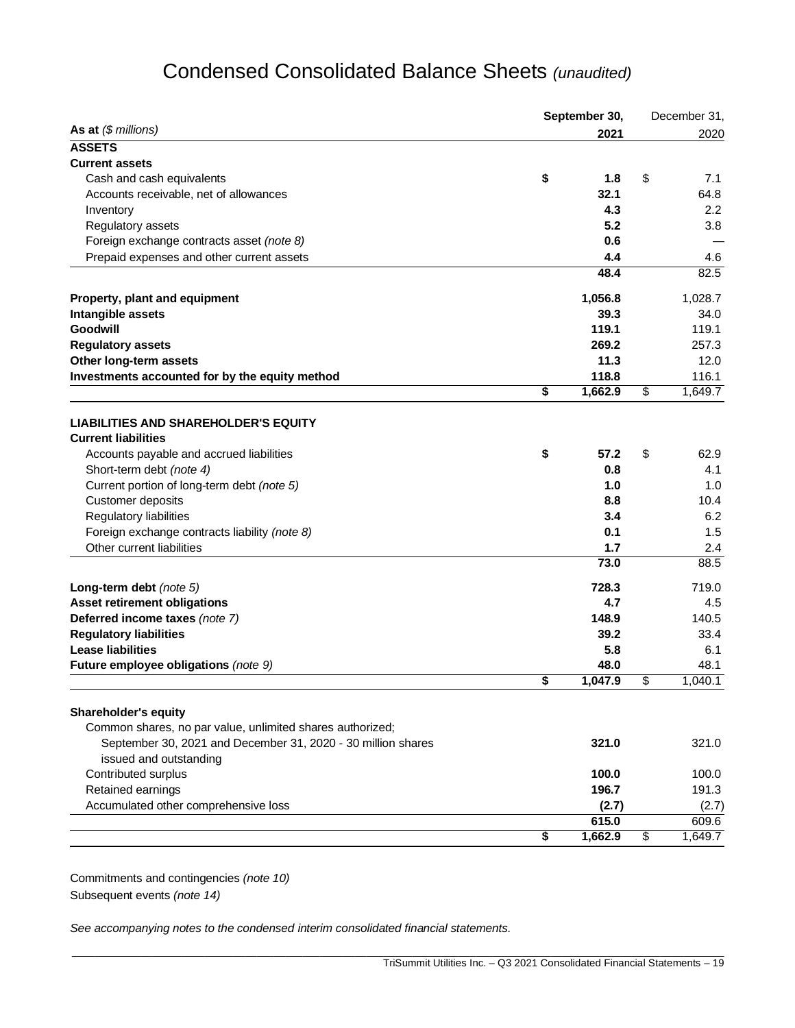# Condensed Consolidated Balance Sheets *(unaudited)*

| As at *($ millions)* | **September 30, 2021** | December 31, 2020 |
|---|---|---|
| **ASSETS** | | |
| **Current assets** | | |
| Cash and cash equivalents | **$ 1.8** | $ 7.1 |
| Accounts receivable, net of allowances | **32.1** | 64.8 |
| Inventory | **4.3** | 2.2 |
| Regulatory assets | **5.2** | 3.8 |
| Foreign exchange contracts asset *(note 8)* | **0.6** | — |
| Prepaid expenses and other current assets | **4.4** | 4.6 |
| | **48.4** | 82.5 |
| **Property, plant and equipment** | **1,056.8** | 1,028.7 |
| **Intangible assets** | **39.3** | 34.0 |
| **Goodwill** | **119.1** | 119.1 |
| **Regulatory assets** | **269.2** | 257.3 |
| **Other long-term assets** | **11.3** | 12.0 |
| **Investments accounted for by the equity method** | **118.8** | 116.1 |
| | **$ 1,662.9** | $ 1,649.7 |
| **LIABILITIES AND SHAREHOLDER'S EQUITY** | | |
| **Current liabilities** | | |
| Accounts payable and accrued liabilities | **$ 57.2** | $ 62.9 |
| Short-term debt *(note 4)* | **0.8** | 4.1 |
| Current portion of long-term debt *(note 5)* | **1.0** | 1.0 |
| Customer deposits | **8.8** | 10.4 |
| Regulatory liabilities | **3.4** | 6.2 |
| Foreign exchange contracts liability *(note 8)* | **0.1** | 1.5 |
| Other current liabilities | **1.7** | 2.4 |
| | **73.0** | 88.5 |
| **Long-term debt** *(note 5)* | **728.3** | 719.0 |
| **Asset retirement obligations** | **4.7** | 4.5 |
| **Deferred income taxes** *(note 7)* | **148.9** | 140.5 |
| **Regulatory liabilities** | **39.2** | 33.4 |
| **Lease liabilities** | **5.8** | 6.1 |
| **Future employee obligations** *(note 9)* | **48.0** | 48.1 |
| | **$ 1,047.9** | $ 1,040.1 |
| **Shareholder's equity** | | |
| Common shares, no par value, unlimited shares authorized; September 30, 2021 and December 31, 2020 - 30 million shares issued and outstanding | **321.0** | 321.0 |
| Contributed surplus | **100.0** | 100.0 |
| Retained earnings | **196.7** | 191.3 |
| Accumulated other comprehensive loss | **(2.7)** | (2.7) |
| | **615.0** | 609.6 |
| | **$ 1,662.9** | $ 1,649.7 |

Commitments and contingencies *(note 10)*

Subsequent events *(note 14)*

*See accompanying notes to the condensed interim consolidated financial statements.*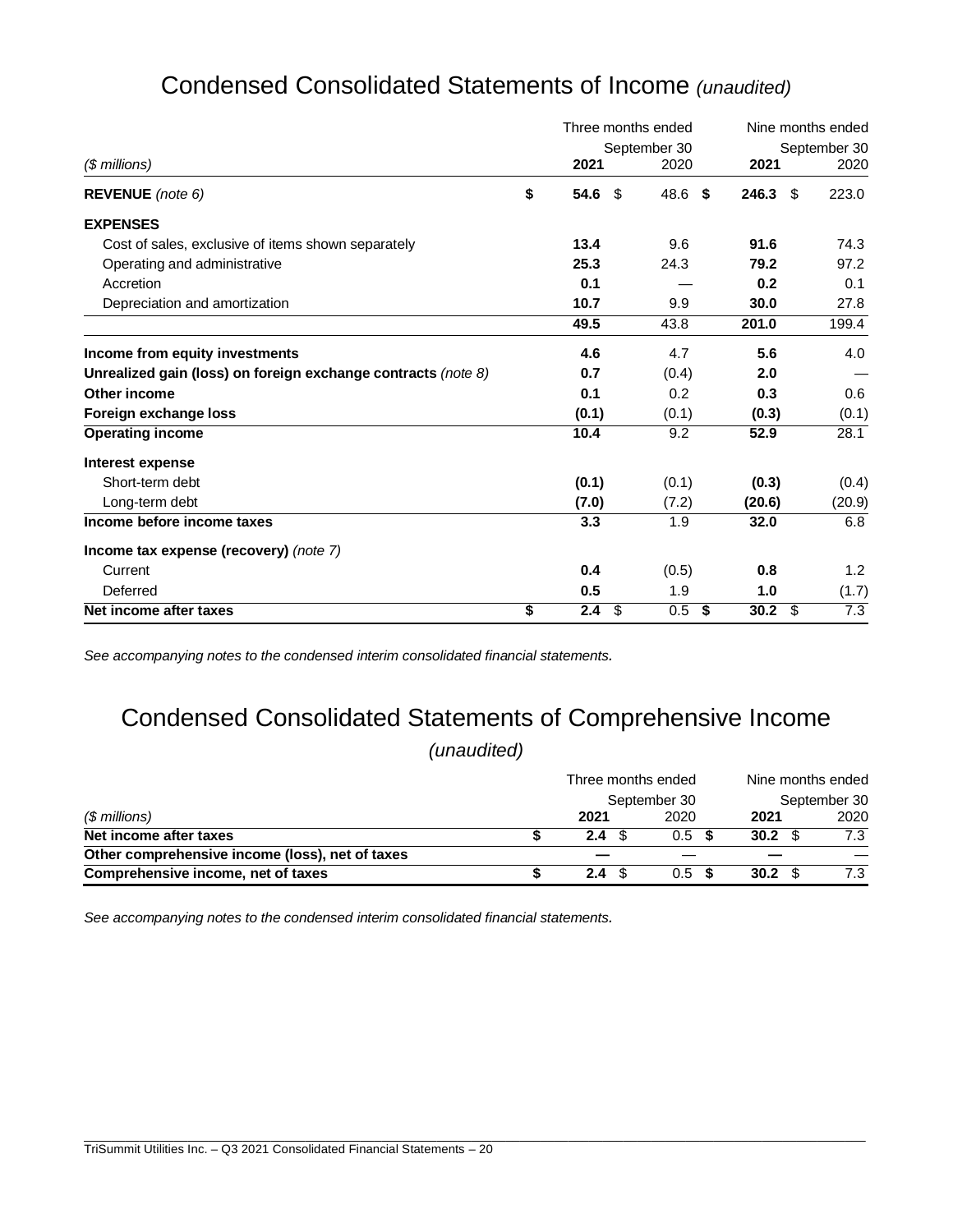# Condensed Consolidated Statements of Income *(unaudited)*

| *($ millions)* | Three months ended September 30 2021 | 2020 | Nine months ended September 30 2021 | 2020 |
|---|---|---|---|---|
| **REVENUE** *(note 6)* | **$ 54.6** | $ 48.6 | **$ 246.3** | $ 223.0 |
| **EXPENSES** | | | | |
| Cost of sales, exclusive of items shown separately | **13.4** | 9.6 | **91.6** | 74.3 |
| Operating and administrative | **25.3** | 24.3 | **79.2** | 97.2 |
| Accretion | **0.1** | — | **0.2** | 0.1 |
| Depreciation and amortization | **10.7** | 9.9 | **30.0** | 27.8 |
| | **49.5** | 43.8 | **201.0** | 199.4 |
| **Income from equity investments** | **4.6** | 4.7 | **5.6** | 4.0 |
| **Unrealized gain (loss) on foreign exchange contracts** *(note 8)* | **0.7** | (0.4) | **2.0** | — |
| **Other income** | **0.1** | 0.2 | **0.3** | 0.6 |
| **Foreign exchange loss** | **(0.1)** | (0.1) | **(0.3)** | (0.1) |
| **Operating income** | **10.4** | 9.2 | **52.9** | 28.1 |
| **Interest expense** | | | | |
| Short-term debt | **(0.1)** | (0.1) | **(0.3)** | (0.4) |
| Long-term debt | **(7.0)** | (7.2) | **(20.6)** | (20.9) |
| **Income before income taxes** | **3.3** | 1.9 | **32.0** | 6.8 |
| **Income tax expense (recovery)** *(note 7)* | | | | |
| Current | **0.4** | (0.5) | **0.8** | 1.2 |
| Deferred | **0.5** | 1.9 | **1.0** | (1.7) |
| **Net income after taxes** | **$ 2.4** | $ 0.5 | **$ 30.2** | $ 7.3 |

*See accompanying notes to the condensed interim consolidated financial statements.*

# Condensed Consolidated Statements of Comprehensive Income *(unaudited)*

| *($ millions)* | Three months ended September 30 2021 | 2020 | Nine months ended September 30 2021 | 2020 |
|---|---|---|---|---|
| **Net income after taxes** | **$ 2.4** | $ 0.5 | **$ 30.2** | $ 7.3 |
| **Other comprehensive income (loss), net of taxes** | **—** | — | **—** | — |
| **Comprehensive income, net of taxes** | **$ 2.4** | $ 0.5 | **$ 30.2** | $ 7.3 |

*See accompanying notes to the condensed interim consolidated financial statements.*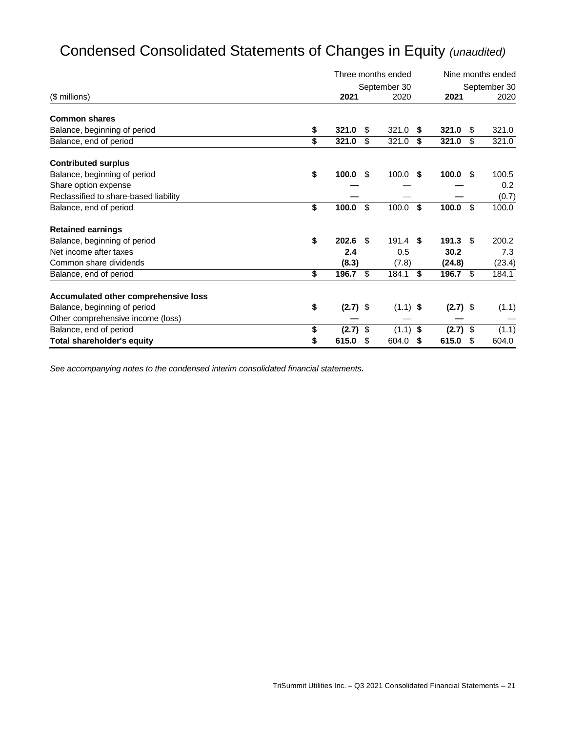# Condensed Consolidated Statements of Changes in Equity *(unaudited)*

| ($ millions) | Three months ended September 30 2021 | Three months ended September 30 2020 | Nine months ended September 30 2021 | Nine months ended September 30 2020 |
|---|---|---|---|---|
| **Common shares** | | | | |
| Balance, beginning of period | **$ 321.0** | $ 321.0 | **$ 321.0** | $ 321.0 |
| Balance, end of period | **$ 321.0** | $ 321.0 | **$ 321.0** | $ 321.0 |
| **Contributed surplus** | | | | |
| Balance, beginning of period | **$ 100.0** | $ 100.0 | **$ 100.0** | $ 100.5 |
| Share option expense | **—** | — | **—** | 0.2 |
| Reclassified to share-based liability | **—** | — | **—** | (0.7) |
| Balance, end of period | **$ 100.0** | $ 100.0 | **$ 100.0** | $ 100.0 |
| **Retained earnings** | | | | |
| Balance, beginning of period | **$ 202.6** | $ 191.4 | **$ 191.3** | $ 200.2 |
| Net income after taxes | **2.4** | 0.5 | **30.2** | 7.3 |
| Common share dividends | **(8.3)** | (7.8) | **(24.8)** | (23.4) |
| Balance, end of period | **$ 196.7** | $ 184.1 | **$ 196.7** | $ 184.1 |
| **Accumulated other comprehensive loss** | | | | |
| Balance, beginning of period | **$ (2.7)** | $ (1.1) | **$ (2.7)** | $ (1.1) |
| Other comprehensive income (loss) | **—** | — | **—** | — |
| Balance, end of period | **$ (2.7)** | $ (1.1) | **$ (2.7)** | $ (1.1) |
| **Total shareholder's equity** | **$ 615.0** | $ 604.0 | **$ 615.0** | $ 604.0 |

*See accompanying notes to the condensed interim consolidated financial statements.*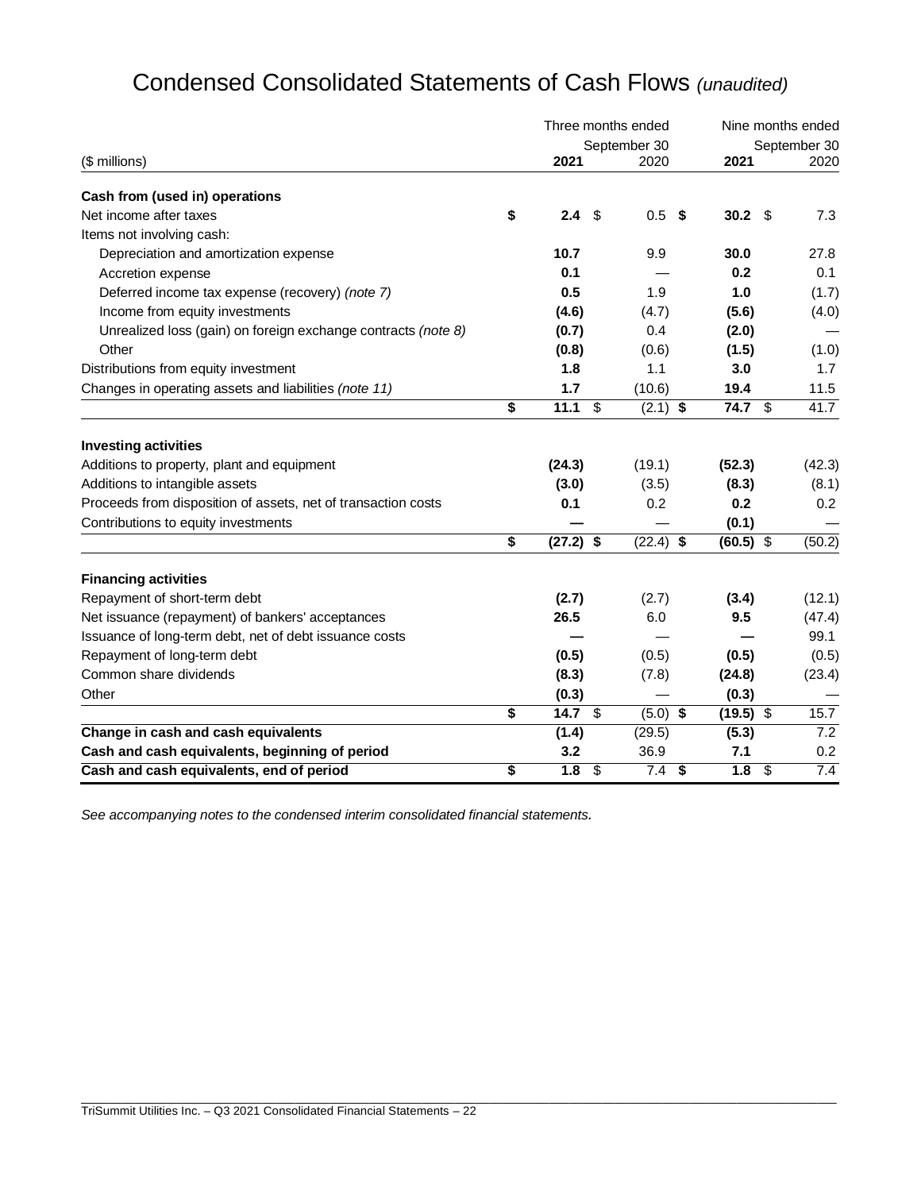# Condensed Consolidated Statements of Cash Flows *(unaudited)*

| ($ millions) | Three months ended September 30 2021 | Three months ended September 30 2020 | Nine months ended September 30 2021 | Nine months ended September 30 2020 |
|---|---|---|---|---|
| **Cash from (used in) operations** | | | | |
| Net income after taxes | **$ 2.4** | $ 0.5 | **$ 30.2** | $ 7.3 |
| Items not involving cash: | | | | |
| Depreciation and amortization expense | **10.7** | 9.9 | **30.0** | 27.8 |
| Accretion expense | **0.1** | — | **0.2** | 0.1 |
| Deferred income tax expense (recovery) *(note 7)* | **0.5** | 1.9 | **1.0** | (1.7) |
| Income from equity investments | **(4.6)** | (4.7) | **(5.6)** | (4.0) |
| Unrealized loss (gain) on foreign exchange contracts *(note 8)* | **(0.7)** | 0.4 | **(2.0)** | — |
| Other | **(0.8)** | (0.6) | **(1.5)** | (1.0) |
| Distributions from equity investment | **1.8** | 1.1 | **3.0** | 1.7 |
| Changes in operating assets and liabilities *(note 11)* | **1.7** | (10.6) | **19.4** | 11.5 |
| | **$ 11.1** | $ (2.1) | **$ 74.7** | $ 41.7 |
| **Investing activities** | | | | |
| Additions to property, plant and equipment | **(24.3)** | (19.1) | **(52.3)** | (42.3) |
| Additions to intangible assets | **(3.0)** | (3.5) | **(8.3)** | (8.1) |
| Proceeds from disposition of assets, net of transaction costs | **0.1** | 0.2 | **0.2** | 0.2 |
| Contributions to equity investments | **—** | — | **(0.1)** | — |
| | **$ (27.2)** | **$** (22.4) | **$ (60.5)** | $ (50.2) |
| **Financing activities** | | | | |
| Repayment of short-term debt | **(2.7)** | (2.7) | **(3.4)** | (12.1) |
| Net issuance (repayment) of bankers' acceptances | **26.5** | 6.0 | **9.5** | (47.4) |
| Issuance of long-term debt, net of debt issuance costs | **—** | — | **—** | 99.1 |
| Repayment of long-term debt | **(0.5)** | (0.5) | **(0.5)** | (0.5) |
| Common share dividends | **(8.3)** | (7.8) | **(24.8)** | (23.4) |
| Other | **(0.3)** | — | **(0.3)** | — |
| | **$ 14.7** | $ (5.0) | **$ (19.5)** | $ 15.7 |
| **Change in cash and cash equivalents** | **(1.4)** | (29.5) | **(5.3)** | 7.2 |
| **Cash and cash equivalents, beginning of period** | **3.2** | 36.9 | **7.1** | 0.2 |
| **Cash and cash equivalents, end of period** | **$ 1.8** | $ 7.4 | **$ 1.8** | $ 7.4 |

*See accompanying notes to the condensed interim consolidated financial statements.*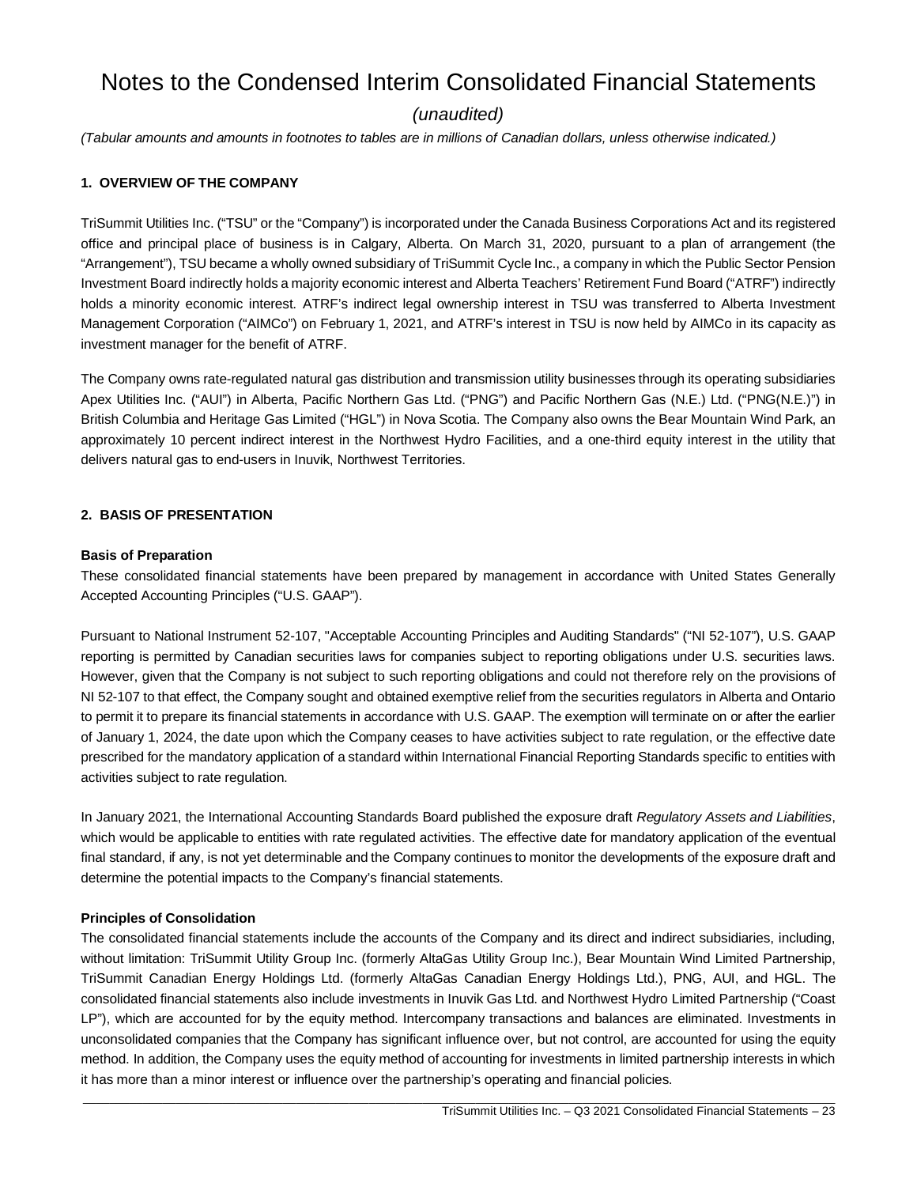# Notes to the Condensed Interim Consolidated Financial Statements

*(unaudited)*

*(Tabular amounts and amounts in footnotes to tables are in millions of Canadian dollars, unless otherwise indicated.)*

## 1. OVERVIEW OF THE COMPANY

TriSummit Utilities Inc. ("TSU" or the "Company") is incorporated under the Canada Business Corporations Act and its registered office and principal place of business is in Calgary, Alberta. On March 31, 2020, pursuant to a plan of arrangement (the "Arrangement"), TSU became a wholly owned subsidiary of TriSummit Cycle Inc., a company in which the Public Sector Pension Investment Board indirectly holds a majority economic interest and Alberta Teachers' Retirement Fund Board ("ATRF") indirectly holds a minority economic interest. ATRF's indirect legal ownership interest in TSU was transferred to Alberta Investment Management Corporation ("AIMCo") on February 1, 2021, and ATRF's interest in TSU is now held by AIMCo in its capacity as investment manager for the benefit of ATRF.

The Company owns rate-regulated natural gas distribution and transmission utility businesses through its operating subsidiaries Apex Utilities Inc. ("AUI") in Alberta, Pacific Northern Gas Ltd. ("PNG") and Pacific Northern Gas (N.E.) Ltd. ("PNG(N.E.)") in British Columbia and Heritage Gas Limited ("HGL") in Nova Scotia. The Company also owns the Bear Mountain Wind Park, an approximately 10 percent indirect interest in the Northwest Hydro Facilities, and a one-third equity interest in the utility that delivers natural gas to end-users in Inuvik, Northwest Territories.

## 2. BASIS OF PRESENTATION

### Basis of Preparation

These consolidated financial statements have been prepared by management in accordance with United States Generally Accepted Accounting Principles ("U.S. GAAP").

Pursuant to National Instrument 52-107, "Acceptable Accounting Principles and Auditing Standards" ("NI 52-107"), U.S. GAAP reporting is permitted by Canadian securities laws for companies subject to reporting obligations under U.S. securities laws. However, given that the Company is not subject to such reporting obligations and could not therefore rely on the provisions of NI 52-107 to that effect, the Company sought and obtained exemptive relief from the securities regulators in Alberta and Ontario to permit it to prepare its financial statements in accordance with U.S. GAAP. The exemption will terminate on or after the earlier of January 1, 2024, the date upon which the Company ceases to have activities subject to rate regulation, or the effective date prescribed for the mandatory application of a standard within International Financial Reporting Standards specific to entities with activities subject to rate regulation.

In January 2021, the International Accounting Standards Board published the exposure draft *Regulatory Assets and Liabilities*, which would be applicable to entities with rate regulated activities. The effective date for mandatory application of the eventual final standard, if any, is not yet determinable and the Company continues to monitor the developments of the exposure draft and determine the potential impacts to the Company's financial statements.

### Principles of Consolidation

The consolidated financial statements include the accounts of the Company and its direct and indirect subsidiaries, including, without limitation: TriSummit Utility Group Inc. (formerly AltaGas Utility Group Inc.), Bear Mountain Wind Limited Partnership, TriSummit Canadian Energy Holdings Ltd. (formerly AltaGas Canadian Energy Holdings Ltd.), PNG, AUI, and HGL. The consolidated financial statements also include investments in Inuvik Gas Ltd. and Northwest Hydro Limited Partnership ("Coast LP"), which are accounted for by the equity method. Intercompany transactions and balances are eliminated. Investments in unconsolidated companies that the Company has significant influence over, but not control, are accounted for using the equity method. In addition, the Company uses the equity method of accounting for investments in limited partnership interests in which it has more than a minor interest or influence over the partnership's operating and financial policies.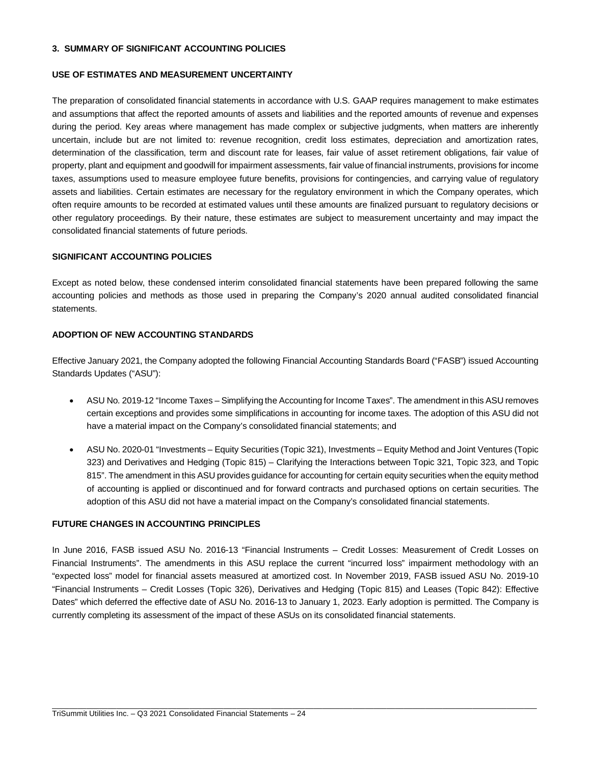## 3. SUMMARY OF SIGNIFICANT ACCOUNTING POLICIES

### USE OF ESTIMATES AND MEASUREMENT UNCERTAINTY

The preparation of consolidated financial statements in accordance with U.S. GAAP requires management to make estimates and assumptions that affect the reported amounts of assets and liabilities and the reported amounts of revenue and expenses during the period. Key areas where management has made complex or subjective judgments, when matters are inherently uncertain, include but are not limited to: revenue recognition, credit loss estimates, depreciation and amortization rates, determination of the classification, term and discount rate for leases, fair value of asset retirement obligations, fair value of property, plant and equipment and goodwill for impairment assessments, fair value of financial instruments, provisions for income taxes, assumptions used to measure employee future benefits, provisions for contingencies, and carrying value of regulatory assets and liabilities. Certain estimates are necessary for the regulatory environment in which the Company operates, which often require amounts to be recorded at estimated values until these amounts are finalized pursuant to regulatory decisions or other regulatory proceedings. By their nature, these estimates are subject to measurement uncertainty and may impact the consolidated financial statements of future periods.

### SIGNIFICANT ACCOUNTING POLICIES

Except as noted below, these condensed interim consolidated financial statements have been prepared following the same accounting policies and methods as those used in preparing the Company's 2020 annual audited consolidated financial statements.

### ADOPTION OF NEW ACCOUNTING STANDARDS

Effective January 2021, the Company adopted the following Financial Accounting Standards Board ("FASB") issued Accounting Standards Updates ("ASU"):

- ASU No. 2019-12 "Income Taxes – Simplifying the Accounting for Income Taxes". The amendment in this ASU removes certain exceptions and provides some simplifications in accounting for income taxes. The adoption of this ASU did not have a material impact on the Company's consolidated financial statements; and

- ASU No. 2020-01 "Investments – Equity Securities (Topic 321), Investments – Equity Method and Joint Ventures (Topic 323) and Derivatives and Hedging (Topic 815) – Clarifying the Interactions between Topic 321, Topic 323, and Topic 815". The amendment in this ASU provides guidance for accounting for certain equity securities when the equity method of accounting is applied or discontinued and for forward contracts and purchased options on certain securities. The adoption of this ASU did not have a material impact on the Company's consolidated financial statements.

### FUTURE CHANGES IN ACCOUNTING PRINCIPLES

In June 2016, FASB issued ASU No. 2016-13 "Financial Instruments – Credit Losses: Measurement of Credit Losses on Financial Instruments". The amendments in this ASU replace the current "incurred loss" impairment methodology with an "expected loss" model for financial assets measured at amortized cost. In November 2019, FASB issued ASU No. 2019-10 "Financial Instruments – Credit Losses (Topic 326), Derivatives and Hedging (Topic 815) and Leases (Topic 842): Effective Dates" which deferred the effective date of ASU No. 2016-13 to January 1, 2023. Early adoption is permitted. The Company is currently completing its assessment of the impact of these ASUs on its consolidated financial statements.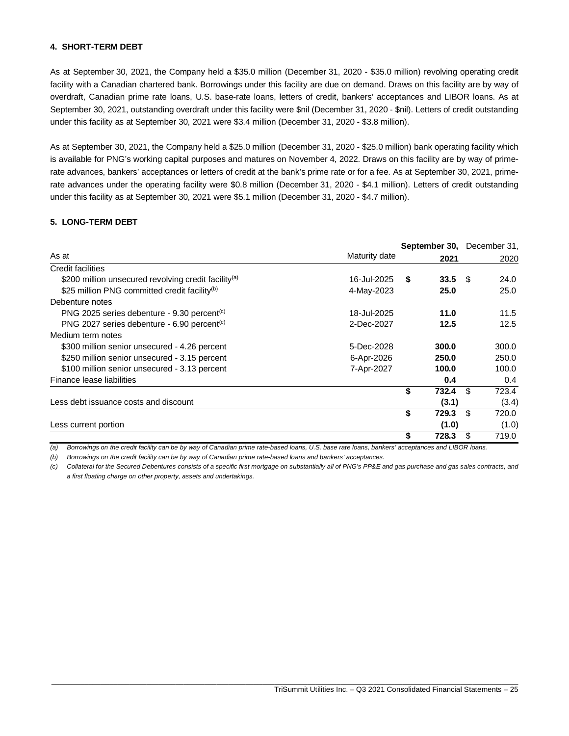#### 4. SHORT-TERM DEBT

As at September 30, 2021, the Company held a \$35.0 million (December 31, 2020 - \$35.0 million) revolving operating credit facility with a Canadian chartered bank. Borrowings under this facility are due on demand. Draws on this facility are by way of overdraft, Canadian prime rate loans, U.S. base-rate loans, letters of credit, bankers' acceptances and LIBOR loans. As at September 30, 2021, outstanding overdraft under this facility were \$nil (December 31, 2020 - \$nil). Letters of credit outstanding under this facility as at September 30, 2021 were \$3.4 million (December 31, 2020 - \$3.8 million).

As at September 30, 2021, the Company held a \$25.0 million (December 31, 2020 - \$25.0 million) bank operating facility which is available for PNG's working capital purposes and matures on November 4, 2022. Draws on this facility are by way of prime-rate advances, bankers' acceptances or letters of credit at the bank's prime rate or for a fee. As at September 30, 2021, prime-rate advances under the operating facility were \$0.8 million (December 31, 2020 - \$4.1 million). Letters of credit outstanding under this facility as at September 30, 2021 were \$5.1 million (December 31, 2020 - \$4.7 million).

#### 5. LONG-TERM DEBT

| As at | Maturity date | **September 30, 2021** | December 31, 2020 |
|---|---|---|---|
| Credit facilities | | | |
| \$200 million unsecured revolving credit facility[(a)] | 16-Jul-2025 | **\$ 33.5** | \$ 24.0 |
| \$25 million PNG committed credit facility[(b)] | 4-May-2023 | **25.0** | 25.0 |
| Debenture notes | | | |
| PNG 2025 series debenture - 9.30 percent[(c)] | 18-Jul-2025 | **11.0** | 11.5 |
| PNG 2027 series debenture - 6.90 percent[(c)] | 2-Dec-2027 | **12.5** | 12.5 |
| Medium term notes | | | |
| \$300 million senior unsecured - 4.26 percent | 5-Dec-2028 | **300.0** | 300.0 |
| \$250 million senior unsecured - 3.15 percent | 6-Apr-2026 | **250.0** | 250.0 |
| \$100 million senior unsecured - 3.13 percent | 7-Apr-2027 | **100.0** | 100.0 |
| Finance lease liabilities | | **0.4** | 0.4 |
| | | **\$ 732.4** | \$ 723.4 |
| Less debt issuance costs and discount | | **(3.1)** | (3.4) |
| | | **\$ 729.3** | \$ 720.0 |
| Less current portion | | **(1.0)** | (1.0) |
| | | **\$ 728.3** | \$ 719.0 |

*(a) Borrowings on the credit facility can be by way of Canadian prime rate-based loans, U.S. base rate loans, bankers' acceptances and LIBOR loans.*

*(b) Borrowings on the credit facility can be by way of Canadian prime rate-based loans and bankers' acceptances.*

*(c) Collateral for the Secured Debentures consists of a specific first mortgage on substantially all of PNG's PP&E and gas purchase and gas sales contracts, and a first floating charge on other property, assets and undertakings.*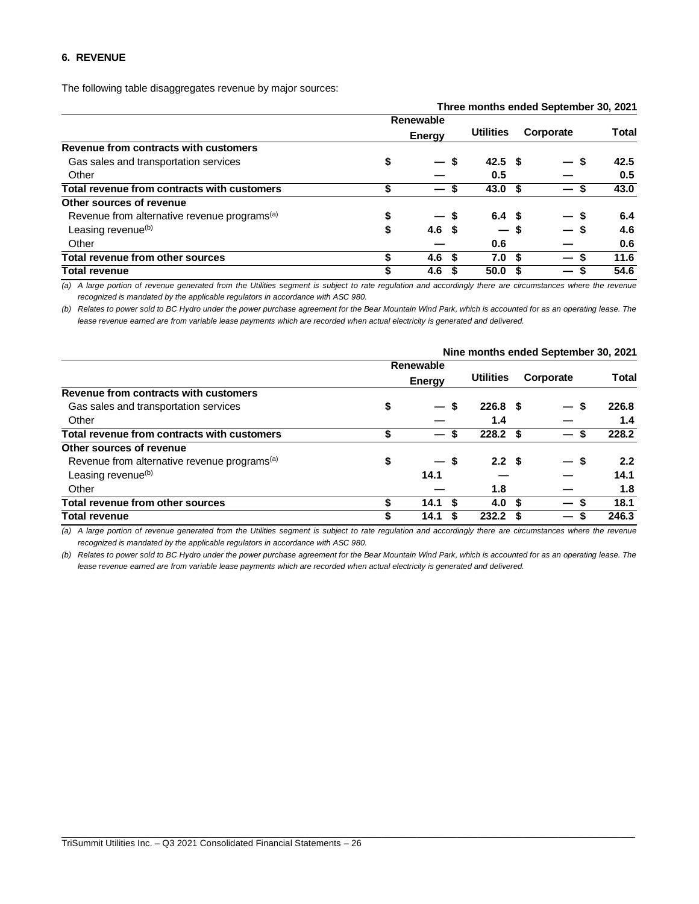## 6. REVENUE

The following table disaggregates revenue by major sources:

| Three months ended September 30, 2021 | Renewable Energy | Utilities | Corporate | Total |
|---|---|---|---|---|
| **Revenue from contracts with customers** | | | | |
| Gas sales and transportation services | $ — | $ 42.5 | $ — | $ 42.5 |
| Other | — | 0.5 | — | 0.5 |
| **Total revenue from contracts with customers** | **$ —** | **$ 43.0** | **$ —** | **$ 43.0** |
| **Other sources of revenue** | | | | |
| Revenue from alternative revenue programs[(a)] | $ — | $ 6.4 | $ — | $ 6.4 |
| Leasing revenue[(b)] | $ 4.6 | $ — | $ — | $ 4.6 |
| Other | — | 0.6 | — | 0.6 |
| **Total revenue from other sources** | **$ 4.6** | **$ 7.0** | **$ —** | **$ 11.6** |
| **Total revenue** | **$ 4.6** | **$ 50.0** | **$ —** | **$ 54.6** |

*(a) A large portion of revenue generated from the Utilities segment is subject to rate regulation and accordingly there are circumstances where the revenue recognized is mandated by the applicable regulators in accordance with ASC 980.*

*(b) Relates to power sold to BC Hydro under the power purchase agreement for the Bear Mountain Wind Park, which is accounted for as an operating lease. The lease revenue earned are from variable lease payments which are recorded when actual electricity is generated and delivered.*

| Nine months ended September 30, 2021 | Renewable Energy | Utilities | Corporate | Total |
|---|---|---|---|---|
| **Revenue from contracts with customers** | | | | |
| Gas sales and transportation services | $ — | $ 226.8 | $ — | $ 226.8 |
| Other | — | 1.4 | — | 1.4 |
| **Total revenue from contracts with customers** | **$ —** | **$ 228.2** | **$ —** | **$ 228.2** |
| **Other sources of revenue** | | | | |
| Revenue from alternative revenue programs[(a)] | $ — | $ 2.2 | $ — | $ 2.2 |
| Leasing revenue[(b)] | 14.1 | — | — | 14.1 |
| Other | — | 1.8 | — | 1.8 |
| **Total revenue from other sources** | **$ 14.1** | **$ 4.0** | **$ —** | **$ 18.1** |
| **Total revenue** | **$ 14.1** | **$ 232.2** | **$ —** | **$ 246.3** |

*(a) A large portion of revenue generated from the Utilities segment is subject to rate regulation and accordingly there are circumstances where the revenue recognized is mandated by the applicable regulators in accordance with ASC 980.*

*(b) Relates to power sold to BC Hydro under the power purchase agreement for the Bear Mountain Wind Park, which is accounted for as an operating lease. The lease revenue earned are from variable lease payments which are recorded when actual electricity is generated and delivered.*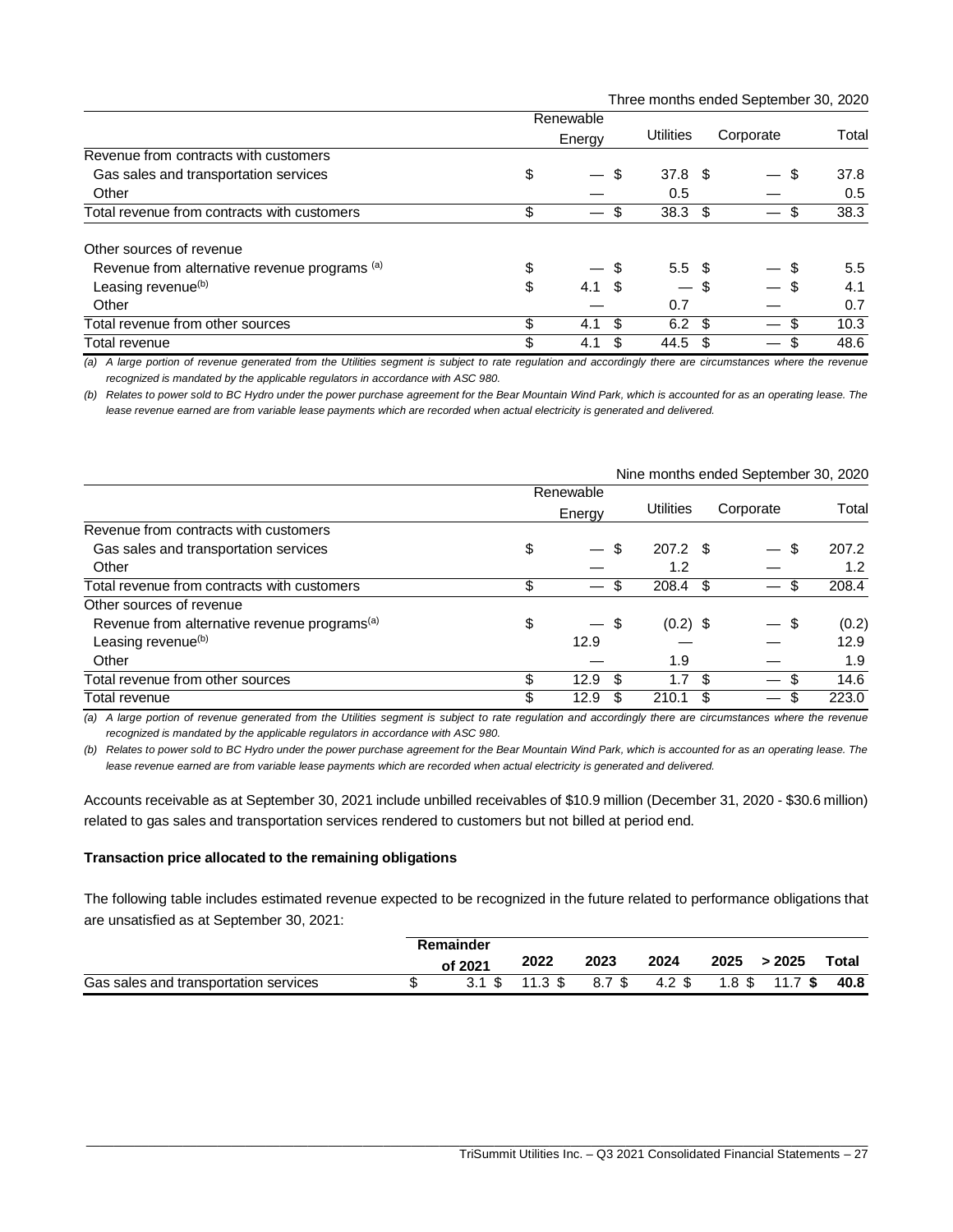| | Three months ended September 30, 2020 | | | |
|---|---|---|---|---|
| | Renewable Energy | Utilities | Corporate | Total |
| Revenue from contracts with customers | | | | |
| Gas sales and transportation services | $ — | $ 37.8 | $ — | $ 37.8 |
| Other | — | 0.5 | — | 0.5 |
| Total revenue from contracts with customers | $ — | $ 38.3 | $ — | $ 38.3 |
| Other sources of revenue | | | | |
| Revenue from alternative revenue programs [(a)] | $ — | $ 5.5 | $ — | $ 5.5 |
| Leasing revenue[(b)] | $ 4.1 | $ — | $ — | $ 4.1 |
| Other | — | 0.7 | — | 0.7 |
| Total revenue from other sources | $ 4.1 | $ 6.2 | $ — | $ 10.3 |
| Total revenue | $ 4.1 | $ 44.5 | $ — | $ 48.6 |

*(a) A large portion of revenue generated from the Utilities segment is subject to rate regulation and accordingly there are circumstances where the revenue recognized is mandated by the applicable regulators in accordance with ASC 980.*

*(b) Relates to power sold to BC Hydro under the power purchase agreement for the Bear Mountain Wind Park, which is accounted for as an operating lease. The lease revenue earned are from variable lease payments which are recorded when actual electricity is generated and delivered.*

| | Nine months ended September 30, 2020 | | | |
|---|---|---|---|---|
| | Renewable Energy | Utilities | Corporate | Total |
| Revenue from contracts with customers | | | | |
| Gas sales and transportation services | $ — | $ 207.2 | $ — | $ 207.2 |
| Other | — | 1.2 | — | 1.2 |
| Total revenue from contracts with customers | $ — | $ 208.4 | $ — | $ 208.4 |
| Other sources of revenue | | | | |
| Revenue from alternative revenue programs[(a)] | $ — | $ (0.2) | $ — | $ (0.2) |
| Leasing revenue[(b)] | 12.9 | — | — | 12.9 |
| Other | — | 1.9 | — | 1.9 |
| Total revenue from other sources | $ 12.9 | $ 1.7 | $ — | $ 14.6 |
| Total revenue | $ 12.9 | $ 210.1 | $ — | $ 223.0 |

*(a) A large portion of revenue generated from the Utilities segment is subject to rate regulation and accordingly there are circumstances where the revenue recognized is mandated by the applicable regulators in accordance with ASC 980.*

*(b) Relates to power sold to BC Hydro under the power purchase agreement for the Bear Mountain Wind Park, which is accounted for as an operating lease. The lease revenue earned are from variable lease payments which are recorded when actual electricity is generated and delivered.*

Accounts receivable as at September 30, 2021 include unbilled receivables of $10.9 million (December 31, 2020 - $30.6 million) related to gas sales and transportation services rendered to customers but not billed at period end.

**Transaction price allocated to the remaining obligations**

The following table includes estimated revenue expected to be recognized in the future related to performance obligations that are unsatisfied as at September 30, 2021:

| | Remainder of 2021 | 2022 | 2023 | 2024 | 2025 | > 2025 | Total |
|---|---|---|---|---|---|---|---|
| Gas sales and transportation services | $ 3.1 | $ 11.3 | $ 8.7 | $ 4.2 | $ 1.8 | $ 11.7 | **$ 40.8** |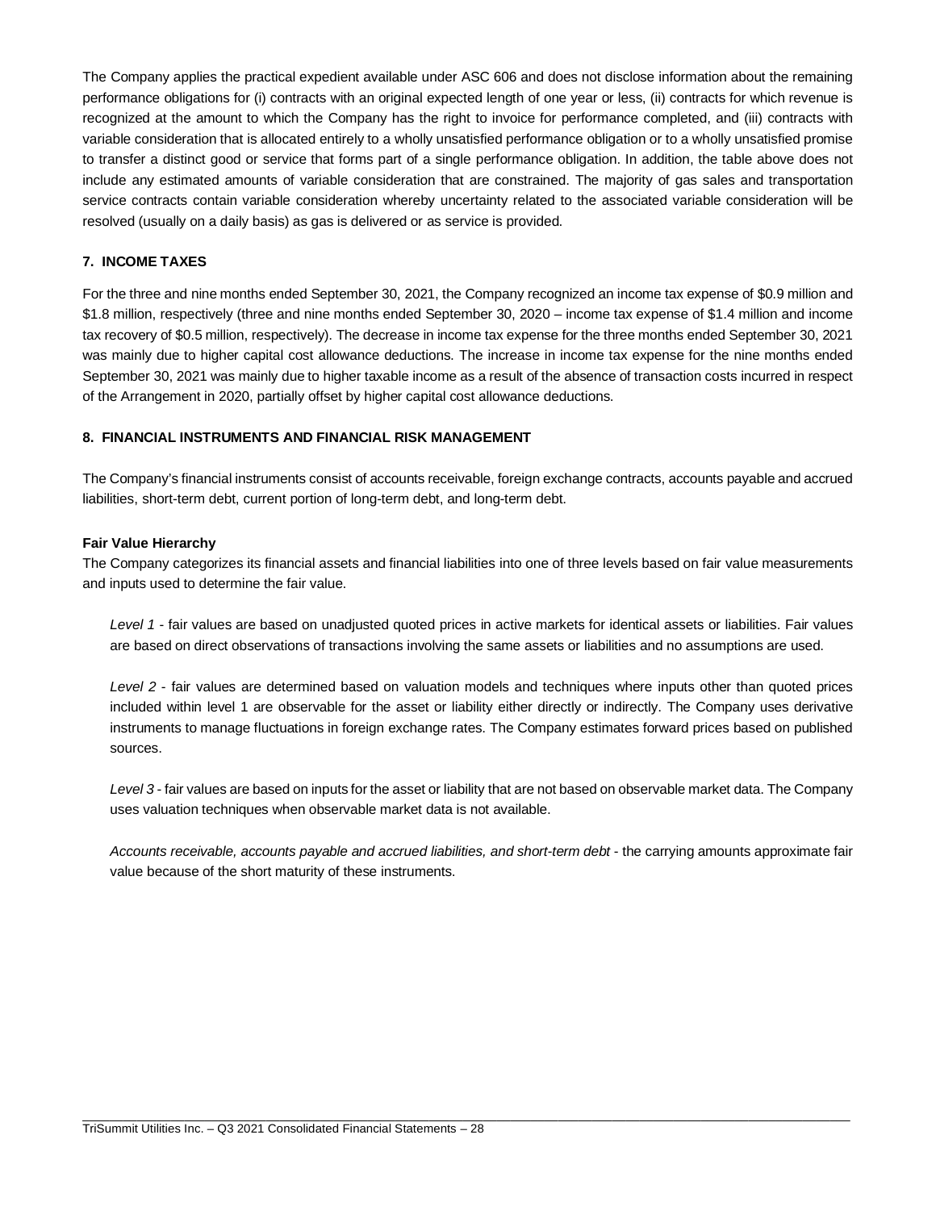The Company applies the practical expedient available under ASC 606 and does not disclose information about the remaining performance obligations for (i) contracts with an original expected length of one year or less, (ii) contracts for which revenue is recognized at the amount to which the Company has the right to invoice for performance completed, and (iii) contracts with variable consideration that is allocated entirely to a wholly unsatisfied performance obligation or to a wholly unsatisfied promise to transfer a distinct good or service that forms part of a single performance obligation. In addition, the table above does not include any estimated amounts of variable consideration that are constrained. The majority of gas sales and transportation service contracts contain variable consideration whereby uncertainty related to the associated variable consideration will be resolved (usually on a daily basis) as gas is delivered or as service is provided.

### 7. INCOME TAXES

For the three and nine months ended September 30, 2021, the Company recognized an income tax expense of $0.9 million and $1.8 million, respectively (three and nine months ended September 30, 2020 – income tax expense of $1.4 million and income tax recovery of $0.5 million, respectively). The decrease in income tax expense for the three months ended September 30, 2021 was mainly due to higher capital cost allowance deductions. The increase in income tax expense for the nine months ended September 30, 2021 was mainly due to higher taxable income as a result of the absence of transaction costs incurred in respect of the Arrangement in 2020, partially offset by higher capital cost allowance deductions.

### 8. FINANCIAL INSTRUMENTS AND FINANCIAL RISK MANAGEMENT

The Company's financial instruments consist of accounts receivable, foreign exchange contracts, accounts payable and accrued liabilities, short-term debt, current portion of long-term debt, and long-term debt.

**Fair Value Hierarchy**

The Company categorizes its financial assets and financial liabilities into one of three levels based on fair value measurements and inputs used to determine the fair value.

*Level 1* - fair values are based on unadjusted quoted prices in active markets for identical assets or liabilities. Fair values are based on direct observations of transactions involving the same assets or liabilities and no assumptions are used.

*Level 2* - fair values are determined based on valuation models and techniques where inputs other than quoted prices included within level 1 are observable for the asset or liability either directly or indirectly. The Company uses derivative instruments to manage fluctuations in foreign exchange rates. The Company estimates forward prices based on published sources.

*Level 3* - fair values are based on inputs for the asset or liability that are not based on observable market data. The Company uses valuation techniques when observable market data is not available.

*Accounts receivable, accounts payable and accrued liabilities, and short-term debt* - the carrying amounts approximate fair value because of the short maturity of these instruments.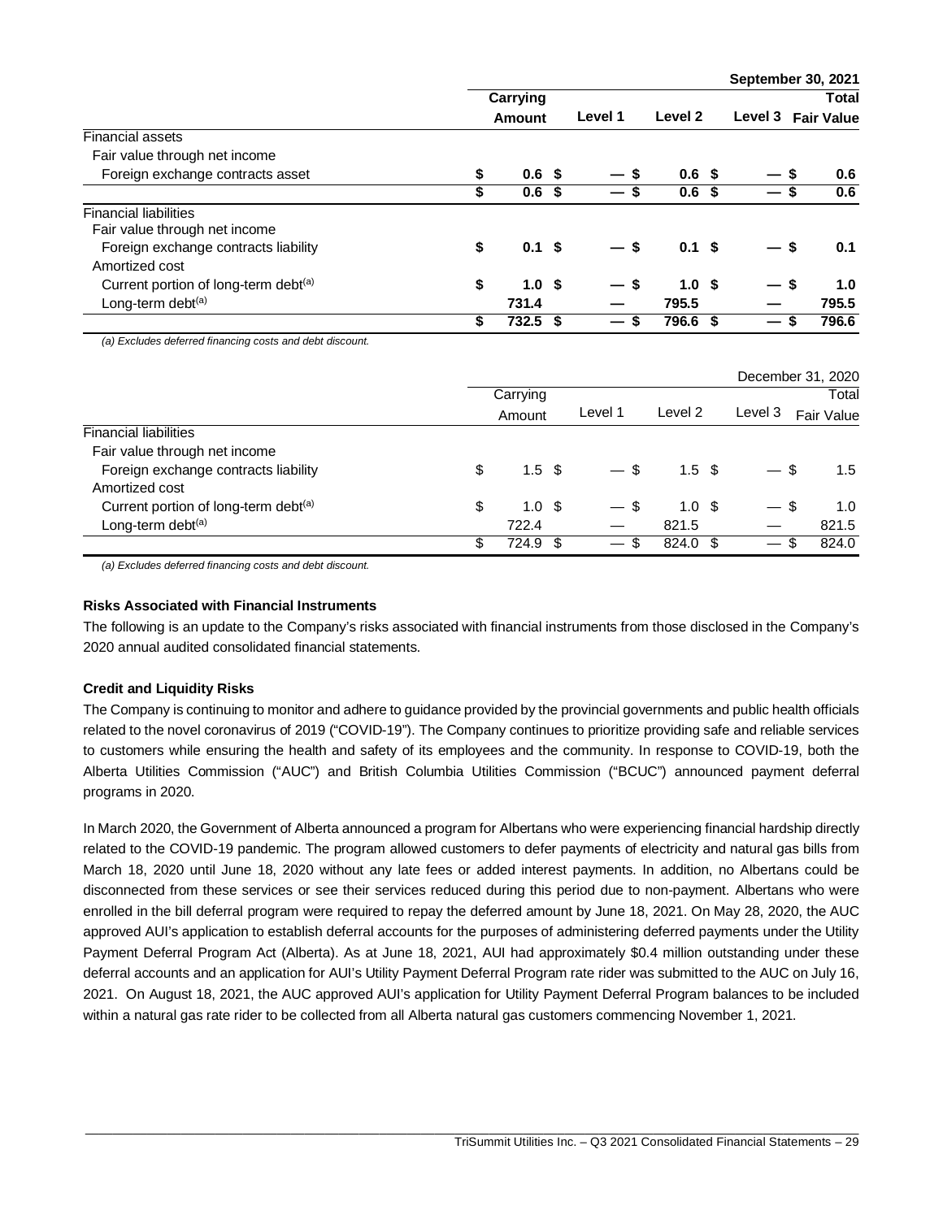| | Carrying Amount | Level 1 | Level 2 | Level 3 | September 30, 2021 Total Fair Value |
|---|---|---|---|---|---|
| **Financial assets** | | | | | |
| Fair value through net income | | | | | |
| Foreign exchange contracts asset | **$ 0.6** | **$ —** | **$ 0.6** | **$ —** | **$ 0.6** |
| | **$ 0.6** | **$ —** | **$ 0.6** | **$ —** | **$ 0.6** |
| **Financial liabilities** | | | | | |
| Fair value through net income | | | | | |
| Foreign exchange contracts liability | **$ 0.1** | **$ —** | **$ 0.1** | **$ —** | **$ 0.1** |
| Amortized cost | | | | | |
| Current portion of long-term debt[(a)] | **$ 1.0** | **$ —** | **$ 1.0** | **$ —** | **$ 1.0** |
| Long-term debt[(a)] | **731.4** | **—** | **795.5** | **—** | **795.5** |
| | **$ 732.5** | **$ —** | **$ 796.6** | **$ —** | **$ 796.6** |

*(a) Excludes deferred financing costs and debt discount.*

| | Carrying Amount | Level 1 | Level 2 | Level 3 | December 31, 2020 Total Fair Value |
|---|---|---|---|---|---|
| Financial liabilities | | | | | |
| Fair value through net income | | | | | |
| Foreign exchange contracts liability | $ 1.5 | $ — | $ 1.5 | $ — | $ 1.5 |
| Amortized cost | | | | | |
| Current portion of long-term debt[(a)] | $ 1.0 | $ — | $ 1.0 | $ — | $ 1.0 |
| Long-term debt[(a)] | 722.4 | — | 821.5 | — | 821.5 |
| | $ 724.9 | $ — | $ 824.0 | $ — | $ 824.0 |

*(a) Excludes deferred financing costs and debt discount.*

**Risks Associated with Financial Instruments**

The following is an update to the Company's risks associated with financial instruments from those disclosed in the Company's 2020 annual audited consolidated financial statements.

**Credit and Liquidity Risks**

The Company is continuing to monitor and adhere to guidance provided by the provincial governments and public health officials related to the novel coronavirus of 2019 ("COVID-19"). The Company continues to prioritize providing safe and reliable services to customers while ensuring the health and safety of its employees and the community. In response to COVID-19, both the Alberta Utilities Commission ("AUC") and British Columbia Utilities Commission ("BCUC") announced payment deferral programs in 2020.

In March 2020, the Government of Alberta announced a program for Albertans who were experiencing financial hardship directly related to the COVID-19 pandemic. The program allowed customers to defer payments of electricity and natural gas bills from March 18, 2020 until June 18, 2020 without any late fees or added interest payments. In addition, no Albertans could be disconnected from these services or see their services reduced during this period due to non-payment. Albertans who were enrolled in the bill deferral program were required to repay the deferred amount by June 18, 2021. On May 28, 2020, the AUC approved AUI's application to establish deferral accounts for the purposes of administering deferred payments under the Utility Payment Deferral Program Act (Alberta). As at June 18, 2021, AUI had approximately $0.4 million outstanding under these deferral accounts and an application for AUI's Utility Payment Deferral Program rate rider was submitted to the AUC on July 16, 2021. On August 18, 2021, the AUC approved AUI's application for Utility Payment Deferral Program balances to be included within a natural gas rate rider to be collected from all Alberta natural gas customers commencing November 1, 2021.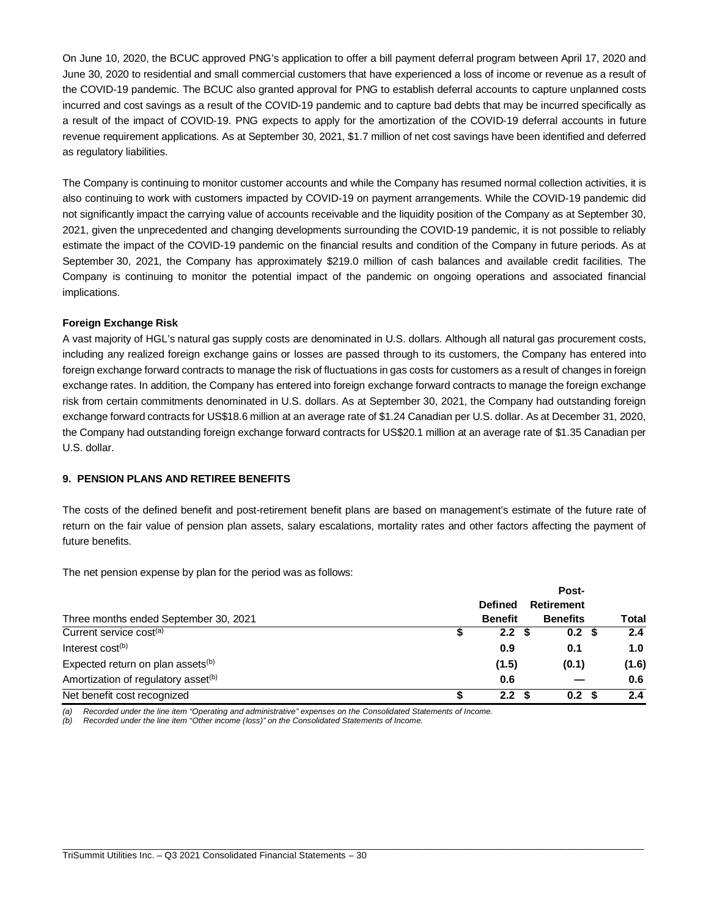On June 10, 2020, the BCUC approved PNG's application to offer a bill payment deferral program between April 17, 2020 and June 30, 2020 to residential and small commercial customers that have experienced a loss of income or revenue as a result of the COVID-19 pandemic. The BCUC also granted approval for PNG to establish deferral accounts to capture unplanned costs incurred and cost savings as a result of the COVID-19 pandemic and to capture bad debts that may be incurred specifically as a result of the impact of COVID-19. PNG expects to apply for the amortization of the COVID-19 deferral accounts in future revenue requirement applications. As at September 30, 2021, $1.7 million of net cost savings have been identified and deferred as regulatory liabilities.

The Company is continuing to monitor customer accounts and while the Company has resumed normal collection activities, it is also continuing to work with customers impacted by COVID-19 on payment arrangements. While the COVID-19 pandemic did not significantly impact the carrying value of accounts receivable and the liquidity position of the Company as at September 30, 2021, given the unprecedented and changing developments surrounding the COVID-19 pandemic, it is not possible to reliably estimate the impact of the COVID-19 pandemic on the financial results and condition of the Company in future periods. As at September 30, 2021, the Company has approximately $219.0 million of cash balances and available credit facilities. The Company is continuing to monitor the potential impact of the pandemic on ongoing operations and associated financial implications.

**Foreign Exchange Risk**

A vast majority of HGL's natural gas supply costs are denominated in U.S. dollars. Although all natural gas procurement costs, including any realized foreign exchange gains or losses are passed through to its customers, the Company has entered into foreign exchange forward contracts to manage the risk of fluctuations in gas costs for customers as a result of changes in foreign exchange rates. In addition, the Company has entered into foreign exchange forward contracts to manage the foreign exchange risk from certain commitments denominated in U.S. dollars. As at September 30, 2021, the Company had outstanding foreign exchange forward contracts for US$18.6 million at an average rate of $1.24 Canadian per U.S. dollar. As at December 31, 2020, the Company had outstanding foreign exchange forward contracts for US$20.1 million at an average rate of $1.35 Canadian per U.S. dollar.

## 9. PENSION PLANS AND RETIREE BENEFITS

The costs of the defined benefit and post-retirement benefit plans are based on management's estimate of the future rate of return on the fair value of pension plan assets, salary escalations, mortality rates and other factors affecting the payment of future benefits.

The net pension expense by plan for the period was as follows:

| Three months ended September 30, 2021 | Defined Benefit | Post-Retirement Benefits | Total |
|---|---|---|---|
| Current service cost[(a)] | $ 2.2 | $ 0.2 | $ 2.4 |
| Interest cost[(b)] | 0.9 | 0.1 | 1.0 |
| Expected return on plan assets[(b)] | (1.5) | (0.1) | (1.6) |
| Amortization of regulatory asset[(b)] | 0.6 | — | 0.6 |
| Net benefit cost recognized | $ 2.2 | $ 0.2 | $ 2.4 |

*(a) Recorded under the line item "Operating and administrative" expenses on the Consolidated Statements of Income.*
*(b) Recorded under the line item "Other income (loss)" on the Consolidated Statements of Income.*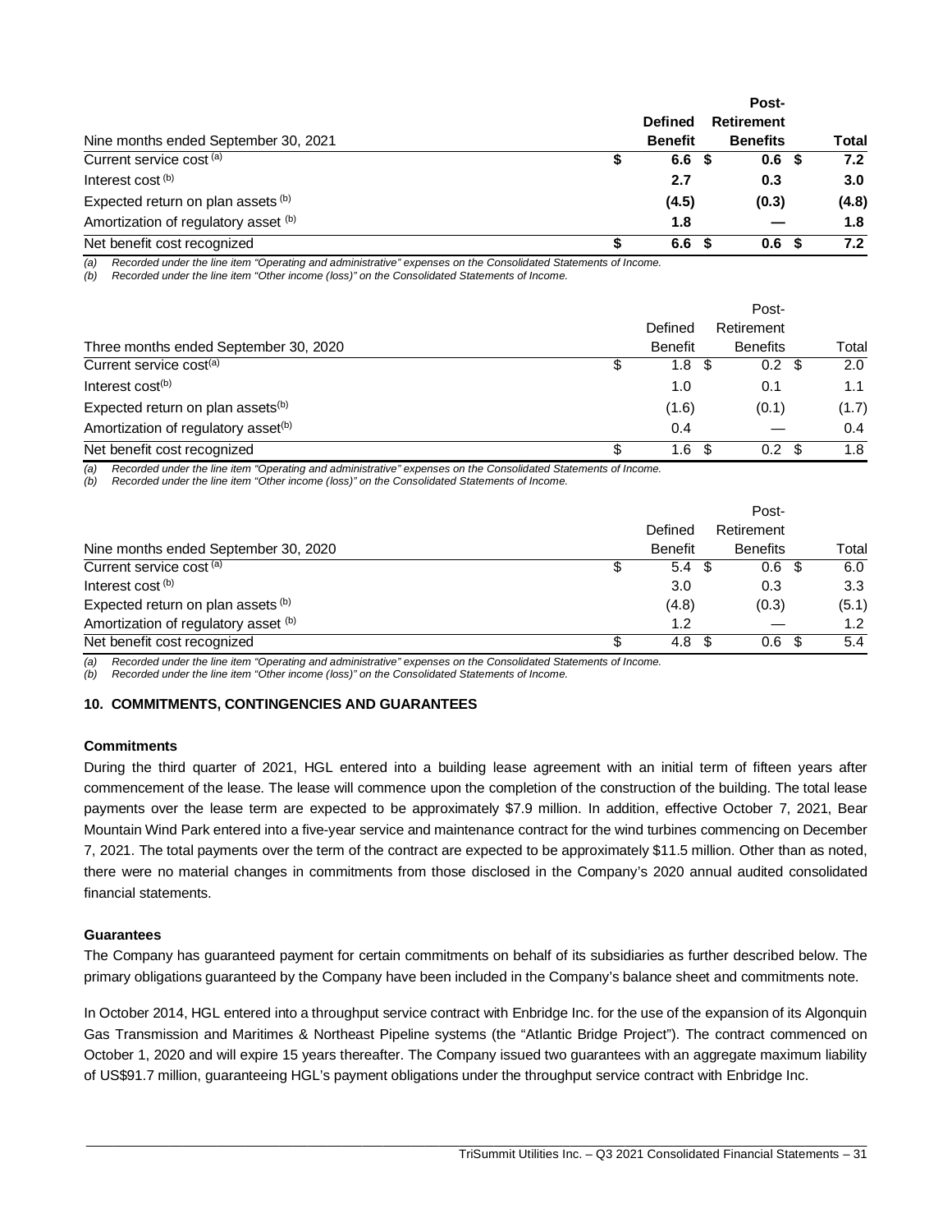| Nine months ended September 30, 2021 | Defined Benefit | Post-Retirement Benefits | Total |
|---|---|---|---|
| Current service cost [(a)] | **$ 6.6** | **$ 0.6** | **$ 7.2** |
| Interest cost [(b)] | **2.7** | **0.3** | **3.0** |
| Expected return on plan assets [(b)] | **(4.5)** | **(0.3)** | **(4.8)** |
| Amortization of regulatory asset [(b)] | **1.8** | **—** | **1.8** |
| Net benefit cost recognized | **$ 6.6** | **$ 0.6** | **$ 7.2** |

*(a) Recorded under the line item "Operating and administrative" expenses on the Consolidated Statements of Income.*
*(b) Recorded under the line item "Other income (loss)" on the Consolidated Statements of Income.*

| Three months ended September 30, 2020 | Defined Benefit | Post-Retirement Benefits | Total |
|---|---|---|---|
| Current service cost[(a)] | $ 1.8 | $ 0.2 | $ 2.0 |
| Interest cost[(b)] | 1.0 | 0.1 | 1.1 |
| Expected return on plan assets[(b)] | (1.6) | (0.1) | (1.7) |
| Amortization of regulatory asset[(b)] | 0.4 | — | 0.4 |
| Net benefit cost recognized | $ 1.6 | $ 0.2 | $ 1.8 |

*(a) Recorded under the line item "Operating and administrative" expenses on the Consolidated Statements of Income.*
*(b) Recorded under the line item "Other income (loss)" on the Consolidated Statements of Income.*

| Nine months ended September 30, 2020 | Defined Benefit | Post-Retirement Benefits | Total |
|---|---|---|---|
| Current service cost [(a)] | $ 5.4 | $ 0.6 | $ 6.0 |
| Interest cost [(b)] | 3.0 | 0.3 | 3.3 |
| Expected return on plan assets [(b)] | (4.8) | (0.3) | (5.1) |
| Amortization of regulatory asset [(b)] | 1.2 | — | 1.2 |
| Net benefit cost recognized | $ 4.8 | $ 0.6 | $ 5.4 |

*(a) Recorded under the line item "Operating and administrative" expenses on the Consolidated Statements of Income.*
*(b) Recorded under the line item "Other income (loss)" on the Consolidated Statements of Income.*

## 10. COMMITMENTS, CONTINGENCIES AND GUARANTEES

**Commitments**

During the third quarter of 2021, HGL entered into a building lease agreement with an initial term of fifteen years after commencement of the lease. The lease will commence upon the completion of the construction of the building. The total lease payments over the lease term are expected to be approximately $7.9 million. In addition, effective October 7, 2021, Bear Mountain Wind Park entered into a five-year service and maintenance contract for the wind turbines commencing on December 7, 2021. The total payments over the term of the contract are expected to be approximately $11.5 million. Other than as noted, there were no material changes in commitments from those disclosed in the Company's 2020 annual audited consolidated financial statements.

**Guarantees**

The Company has guaranteed payment for certain commitments on behalf of its subsidiaries as further described below. The primary obligations guaranteed by the Company have been included in the Company's balance sheet and commitments note.

In October 2014, HGL entered into a throughput service contract with Enbridge Inc. for the use of the expansion of its Algonquin Gas Transmission and Maritimes & Northeast Pipeline systems (the "Atlantic Bridge Project"). The contract commenced on October 1, 2020 and will expire 15 years thereafter. The Company issued two guarantees with an aggregate maximum liability of US$91.7 million, guaranteeing HGL's payment obligations under the throughput service contract with Enbridge Inc.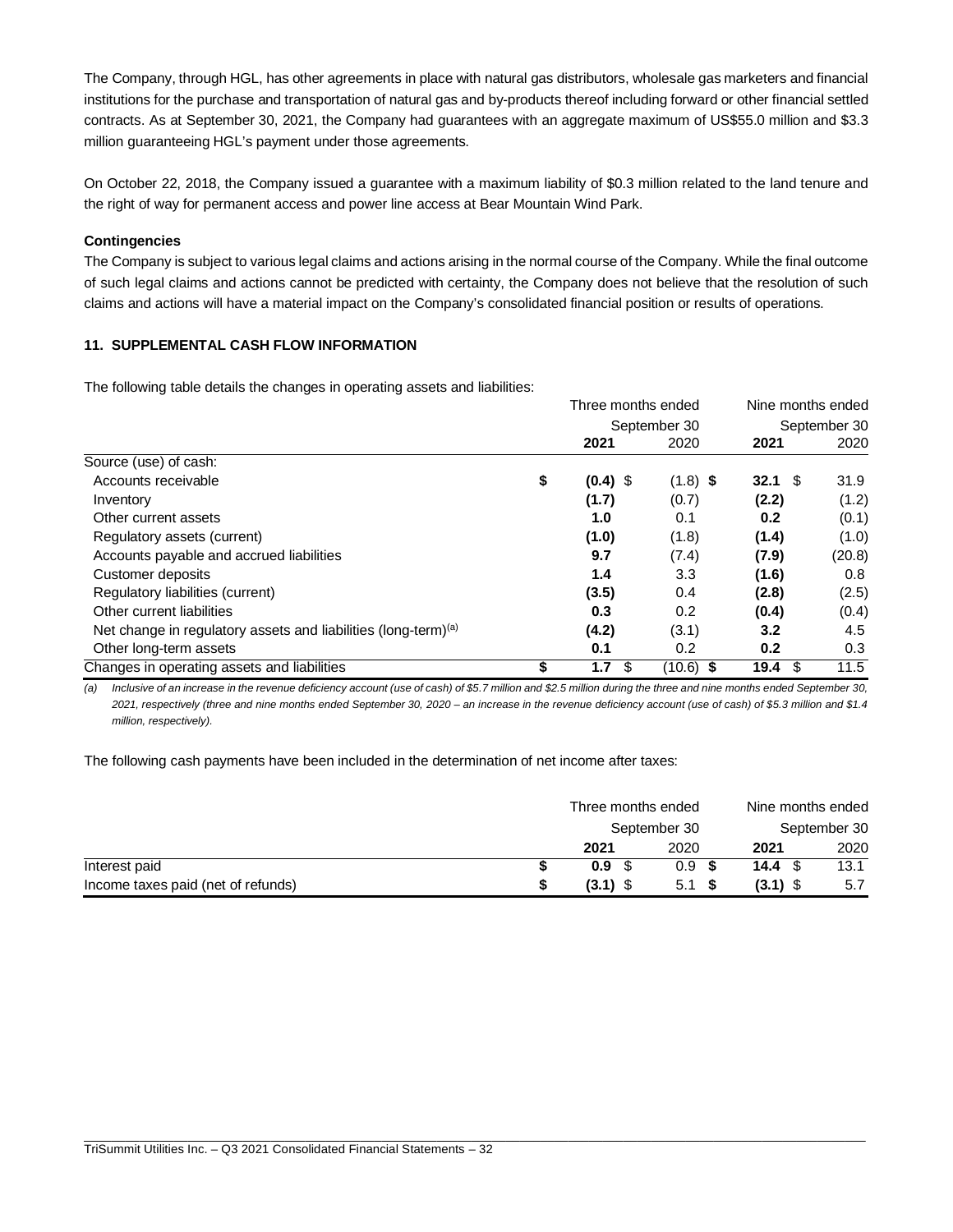The Company, through HGL, has other agreements in place with natural gas distributors, wholesale gas marketers and financial institutions for the purchase and transportation of natural gas and by-products thereof including forward or other financial settled contracts. As at September 30, 2021, the Company had guarantees with an aggregate maximum of US$55.0 million and $3.3 million guaranteeing HGL's payment under those agreements.

On October 22, 2018, the Company issued a guarantee with a maximum liability of $0.3 million related to the land tenure and the right of way for permanent access and power line access at Bear Mountain Wind Park.

**Contingencies**

The Company is subject to various legal claims and actions arising in the normal course of the Company. While the final outcome of such legal claims and actions cannot be predicted with certainty, the Company does not believe that the resolution of such claims and actions will have a material impact on the Company's consolidated financial position or results of operations.

## 11. SUPPLEMENTAL CASH FLOW INFORMATION

The following table details the changes in operating assets and liabilities:

| | Three months ended September 30 | | Nine months ended September 30 | |
|---|---|---|---|---|
| | **2021** | 2020 | **2021** | 2020 |
| Source (use) of cash: | | | | |
| Accounts receivable | **$ (0.4)** | $ (1.8) | **$ 32.1** | $ 31.9 |
| Inventory | **(1.7)** | (0.7) | **(2.2)** | (1.2) |
| Other current assets | **1.0** | 0.1 | **0.2** | (0.1) |
| Regulatory assets (current) | **(1.0)** | (1.8) | **(1.4)** | (1.0) |
| Accounts payable and accrued liabilities | **9.7** | (7.4) | **(7.9)** | (20.8) |
| Customer deposits | **1.4** | 3.3 | **(1.6)** | 0.8 |
| Regulatory liabilities (current) | **(3.5)** | 0.4 | **(2.8)** | (2.5) |
| Other current liabilities | **0.3** | 0.2 | **(0.4)** | (0.4) |
| Net change in regulatory assets and liabilities (long-term)[(a)] | **(4.2)** | (3.1) | **3.2** | 4.5 |
| Other long-term assets | **0.1** | 0.2 | **0.2** | 0.3 |
| Changes in operating assets and liabilities | **$ 1.7** | $ (10.6) | **$ 19.4** | $ 11.5 |

*(a) Inclusive of an increase in the revenue deficiency account (use of cash) of $5.7 million and $2.5 million during the three and nine months ended September 30, 2021, respectively (three and nine months ended September 30, 2020 – an increase in the revenue deficiency account (use of cash) of $5.3 million and $1.4 million, respectively).*

The following cash payments have been included in the determination of net income after taxes:

| | Three months ended September 30 | | Nine months ended September 30 | |
|---|---|---|---|---|
| | **2021** | 2020 | **2021** | 2020 |
| Interest paid | **$ 0.9** | $ 0.9 | **$ 14.4** | $ 13.1 |
| Income taxes paid (net of refunds) | **$ (3.1)** | $ 5.1 | **$ (3.1)** | $ 5.7 |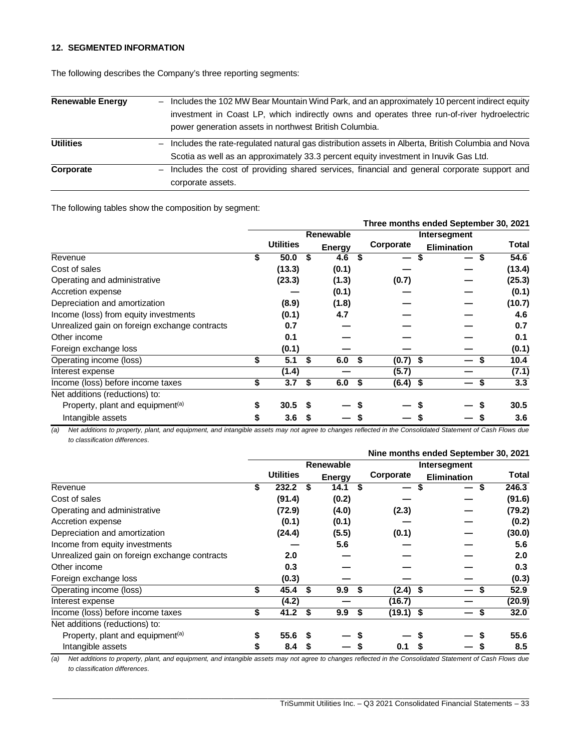## 12. SEGMENTED INFORMATION

The following describes the Company's three reporting segments:

| | |
|---|---|
| **Renewable Energy** | – Includes the 102 MW Bear Mountain Wind Park, and an approximately 10 percent indirect equity investment in Coast LP, which indirectly owns and operates three run-of-river hydroelectric power generation assets in northwest British Columbia. |
| **Utilities** | – Includes the rate-regulated natural gas distribution assets in Alberta, British Columbia and Nova Scotia as well as an approximately 33.3 percent equity investment in Inuvik Gas Ltd. |
| **Corporate** | – Includes the cost of providing shared services, financial and general corporate support and corporate assets. |

The following tables show the composition by segment:

| | Three months ended September 30, 2021 | | | | |
|---|---|---|---|---|---|
| | **Utilities** | **Renewable Energy** | **Corporate** | **Intersegment Elimination** | **Total** |
| Revenue | $ 50.0 | $ 4.6 | $ — | $ — | $ 54.6 |
| Cost of sales | (13.3) | (0.1) | — | — | (13.4) |
| Operating and administrative | (23.3) | (1.3) | (0.7) | — | (25.3) |
| Accretion expense | — | (0.1) | — | — | (0.1) |
| Depreciation and amortization | (8.9) | (1.8) | — | — | (10.7) |
| Income (loss) from equity investments | (0.1) | 4.7 | — | — | 4.6 |
| Unrealized gain on foreign exchange contracts | 0.7 | — | — | — | 0.7 |
| Other income | 0.1 | — | — | — | 0.1 |
| Foreign exchange loss | (0.1) | — | — | — | (0.1) |
| Operating income (loss) | $ 5.1 | $ 6.0 | $ (0.7) | $ — | $ 10.4 |
| Interest expense | (1.4) | — | (5.7) | — | (7.1) |
| Income (loss) before income taxes | $ 3.7 | $ 6.0 | $ (6.4) | $ — | $ 3.3 |
| Net additions (reductions) to: | | | | | |
| Property, plant and equipment[(a)] | $ 30.5 | $ — | $ — | $ — | $ 30.5 |
| Intangible assets | $ 3.6 | $ — | $ — | $ — | $ 3.6 |

*(a) Net additions to property, plant, and equipment, and intangible assets may not agree to changes reflected in the Consolidated Statement of Cash Flows due to classification differences.*

| | Nine months ended September 30, 2021 | | | | |
|---|---|---|---|---|---|
| | **Utilities** | **Renewable Energy** | **Corporate** | **Intersegment Elimination** | **Total** |
| Revenue | $ 232.2 | $ 14.1 | $ — | $ — | $ 246.3 |
| Cost of sales | (91.4) | (0.2) | — | — | (91.6) |
| Operating and administrative | (72.9) | (4.0) | (2.3) | — | (79.2) |
| Accretion expense | (0.1) | (0.1) | — | — | (0.2) |
| Depreciation and amortization | (24.4) | (5.5) | (0.1) | — | (30.0) |
| Income from equity investments | — | 5.6 | — | — | 5.6 |
| Unrealized gain on foreign exchange contracts | 2.0 | — | — | — | 2.0 |
| Other income | 0.3 | — | — | — | 0.3 |
| Foreign exchange loss | (0.3) | — | — | — | (0.3) |
| Operating income (loss) | $ 45.4 | $ 9.9 | $ (2.4) | $ — | $ 52.9 |
| Interest expense | (4.2) | — | (16.7) | — | (20.9) |
| Income (loss) before income taxes | $ 41.2 | $ 9.9 | $ (19.1) | $ — | $ 32.0 |
| Net additions (reductions) to: | | | | | |
| Property, plant and equipment[(a)] | $ 55.6 | $ — | $ — | $ — | $ 55.6 |
| Intangible assets | $ 8.4 | $ — | $ 0.1 | $ — | $ 8.5 |

*(a) Net additions to property, plant, and equipment, and intangible assets may not agree to changes reflected in the Consolidated Statement of Cash Flows due to classification differences.*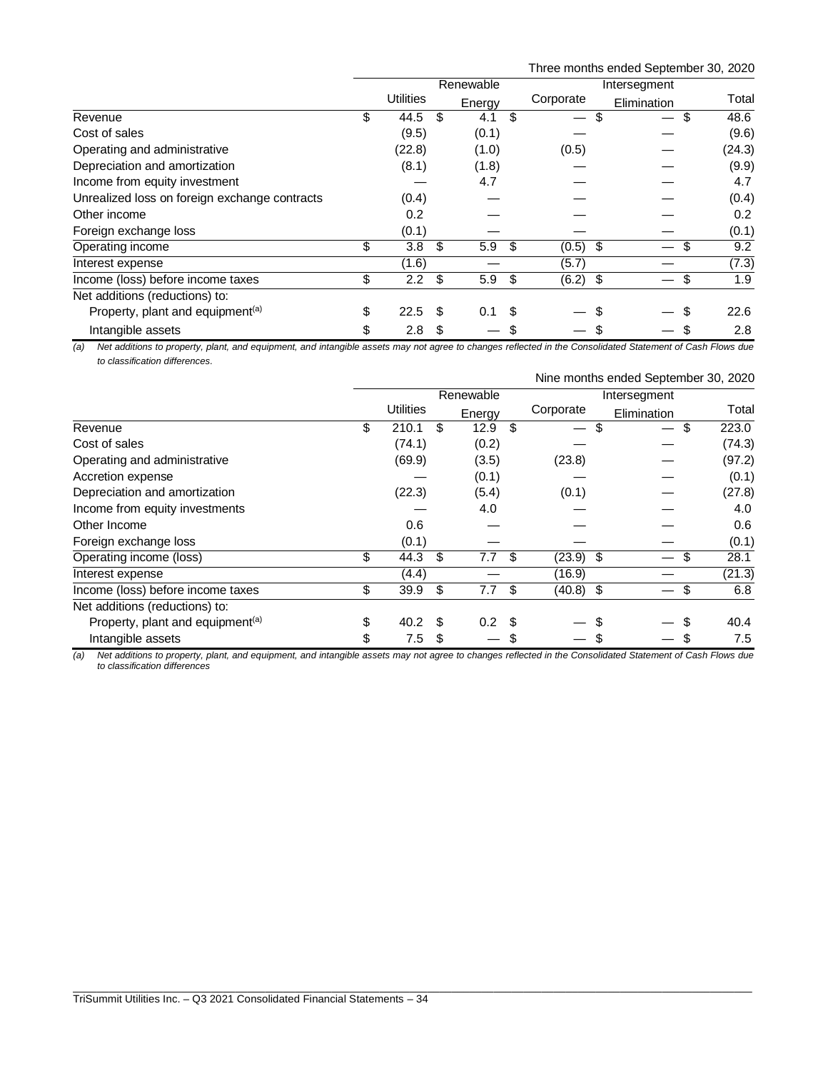Three months ended September 30, 2020

| | Utilities | Renewable Energy | Corporate | Intersegment Elimination | Total |
|---|---|---|---|---|---|
| Revenue | $ 44.5 | $ 4.1 | $ — | $ — | $ 48.6 |
| Cost of sales | (9.5) | (0.1) | — | — | (9.6) |
| Operating and administrative | (22.8) | (1.0) | (0.5) | — | (24.3) |
| Depreciation and amortization | (8.1) | (1.8) | — | — | (9.9) |
| Income from equity investment | — | 4.7 | — | — | 4.7 |
| Unrealized loss on foreign exchange contracts | (0.4) | — | — | — | (0.4) |
| Other income | 0.2 | — | — | — | 0.2 |
| Foreign exchange loss | (0.1) | — | — | — | (0.1) |
| Operating income | $ 3.8 | $ 5.9 | $ (0.5) | $ — | $ 9.2 |
| Interest expense | (1.6) | — | (5.7) | — | (7.3) |
| Income (loss) before income taxes | $ 2.2 | $ 5.9 | $ (6.2) | $ — | $ 1.9 |
| Net additions (reductions) to: | | | | | |
| Property, plant and equipment[(a)] | $ 22.5 | $ 0.1 | $ — | $ — | $ 22.6 |
| Intangible assets | $ 2.8 | $ — | $ — | $ — | $ 2.8 |

*(a) Net additions to property, plant, and equipment, and intangible assets may not agree to changes reflected in the Consolidated Statement of Cash Flows due to classification differences.*

Nine months ended September 30, 2020

| | Utilities | Renewable Energy | Corporate | Intersegment Elimination | Total |
|---|---|---|---|---|---|
| Revenue | $ 210.1 | $ 12.9 | $ — | $ — | $ 223.0 |
| Cost of sales | (74.1) | (0.2) | — | — | (74.3) |
| Operating and administrative | (69.9) | (3.5) | (23.8) | — | (97.2) |
| Accretion expense | — | (0.1) | — | — | (0.1) |
| Depreciation and amortization | (22.3) | (5.4) | (0.1) | — | (27.8) |
| Income from equity investments | — | 4.0 | — | — | 4.0 |
| Other Income | 0.6 | — | — | — | 0.6 |
| Foreign exchange loss | (0.1) | — | — | — | (0.1) |
| Operating income (loss) | $ 44.3 | $ 7.7 | $ (23.9) | $ — | $ 28.1 |
| Interest expense | (4.4) | — | (16.9) | — | (21.3) |
| Income (loss) before income taxes | $ 39.9 | $ 7.7 | $ (40.8) | $ — | $ 6.8 |
| Net additions (reductions) to: | | | | | |
| Property, plant and equipment[(a)] | $ 40.2 | $ 0.2 | $ — | $ — | $ 40.4 |
| Intangible assets | $ 7.5 | $ — | $ — | $ — | $ 7.5 |

*(a) Net additions to property, plant, and equipment, and intangible assets may not agree to changes reflected in the Consolidated Statement of Cash Flows due to classification differences*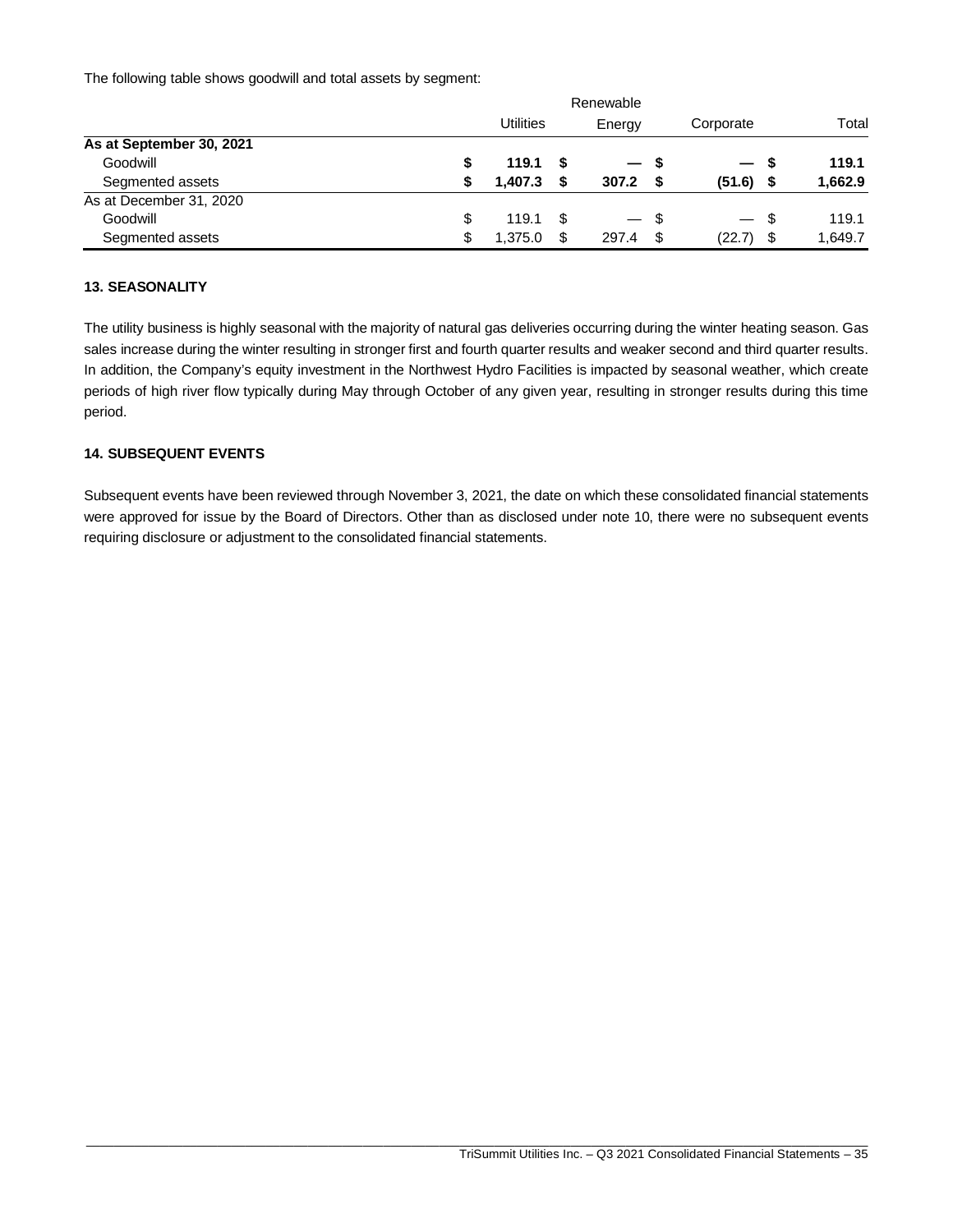The following table shows goodwill and total assets by segment:

| | Utilities | Renewable Energy | Corporate | Total |
|---|---|---|---|---|
| **As at September 30, 2021** | | | | |
| Goodwill | **$ 119.1** | **$ —** | **$ —** | **$ 119.1** |
| Segmented assets | **$ 1,407.3** | **$ 307.2** | **$ (51.6)** | **$ 1,662.9** |
| As at December 31, 2020 | | | | |
| Goodwill | $ 119.1 | $ — | $ — | $ 119.1 |
| Segmented assets | $ 1,375.0 | $ 297.4 | $ (22.7) | $ 1,649.7 |

## 13. SEASONALITY

The utility business is highly seasonal with the majority of natural gas deliveries occurring during the winter heating season. Gas sales increase during the winter resulting in stronger first and fourth quarter results and weaker second and third quarter results. In addition, the Company's equity investment in the Northwest Hydro Facilities is impacted by seasonal weather, which create periods of high river flow typically during May through October of any given year, resulting in stronger results during this time period.

## 14. SUBSEQUENT EVENTS

Subsequent events have been reviewed through November 3, 2021, the date on which these consolidated financial statements were approved for issue by the Board of Directors. Other than as disclosed under note 10, there were no subsequent events requiring disclosure or adjustment to the consolidated financial statements.